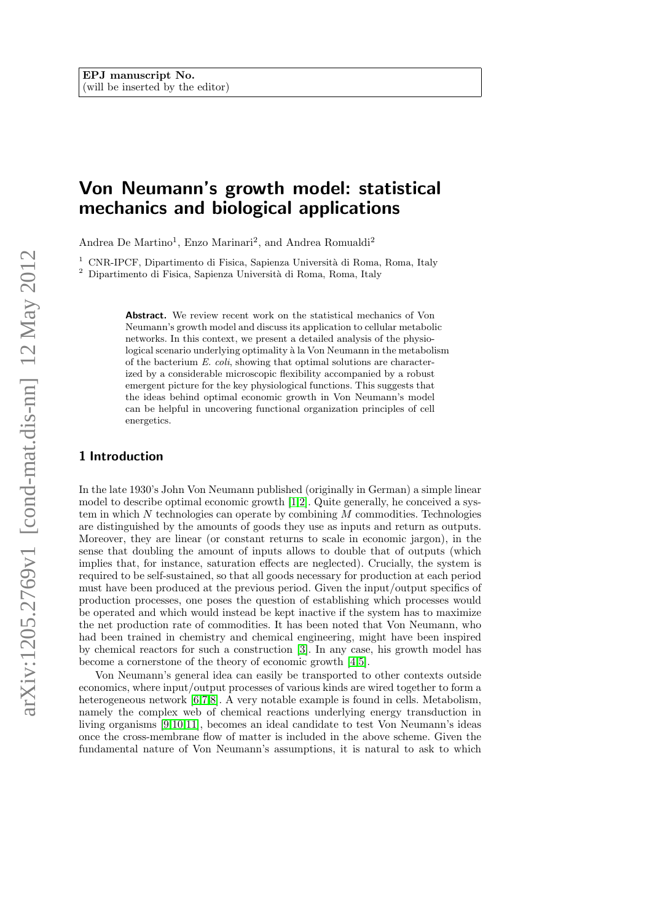**EPJ manuscript No.**
(will be inserted by the editor)

# Von Neumann's growth model: statistical mechanics and biological applications

Andrea De Martino[1], Enzo Marinari[2], and Andrea Romualdi[2]

[1] CNR-IPCF, Dipartimento di Fisica, Sapienza Università di Roma, Roma, Italy
[2] Dipartimento di Fisica, Sapienza Università di Roma, Roma, Italy

**Abstract.** We review recent work on the statistical mechanics of Von Neumann's growth model and discuss its application to cellular metabolic networks. In this context, we present a detailed analysis of the physiological scenario underlying optimality à la Von Neumann in the metabolism of the bacterium *E. coli*, showing that optimal solutions are characterized by a considerable microscopic flexibility accompanied by a robust emergent picture for the key physiological functions. This suggests that the ideas behind optimal economic growth in Von Neumann's model can be helpful in uncovering functional organization principles of cell energetics.

## 1 Introduction

In the late 1930's John Von Neumann published (originally in German) a simple linear model to describe optimal economic growth [1,2]. Quite generally, he conceived a system in which $N$ technologies can operate by combining $M$ commodities. Technologies are distinguished by the amounts of goods they use as inputs and return as outputs. Moreover, they are linear (or constant returns to scale in economic jargon), in the sense that doubling the amount of inputs allows to double that of outputs (which implies that, for instance, saturation effects are neglected). Crucially, the system is required to be self-sustained, so that all goods necessary for production at each period must have been produced at the previous period. Given the input/output specifics of production processes, one poses the question of establishing which processes would be operated and which would instead be kept inactive if the system has to maximize the net production rate of commodities. It has been noted that Von Neumann, who had been trained in chemistry and chemical engineering, might have been inspired by chemical reactors for such a construction [3]. In any case, his growth model has become a cornerstone of the theory of economic growth [4,5].

Von Neumann's general idea can easily be transported to other contexts outside economics, where input/output processes of various kinds are wired together to form a heterogeneous network [6,7,8]. A very notable example is found in cells. Metabolism, namely the complex web of chemical reactions underlying energy transduction in living organisms [9,10,11], becomes an ideal candidate to test Von Neumann's ideas once the cross-membrane flow of matter is included in the above scheme. Given the fundamental nature of Von Neumann's assumptions, it is natural to ask to which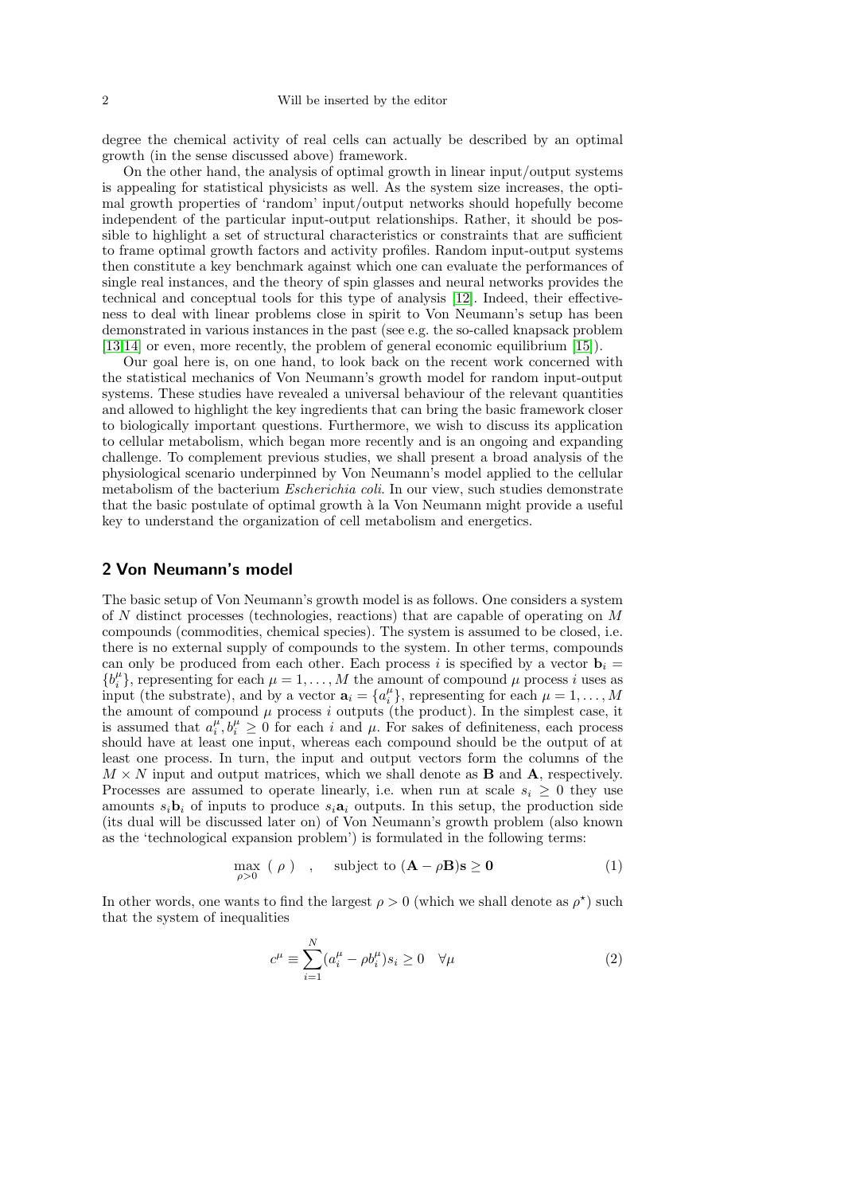degree the chemical activity of real cells can actually be described by an optimal growth (in the sense discussed above) framework.

On the other hand, the analysis of optimal growth in linear input/output systems is appealing for statistical physicists as well. As the system size increases, the optimal growth properties of 'random' input/output networks should hopefully become independent of the particular input-output relationships. Rather, it should be possible to highlight a set of structural characteristics or constraints that are sufficient to frame optimal growth factors and activity profiles. Random input-output systems then constitute a key benchmark against which one can evaluate the performances of single real instances, and the theory of spin glasses and neural networks provides the technical and conceptual tools for this type of analysis [12]. Indeed, their effectiveness to deal with linear problems close in spirit to Von Neumann's setup has been demonstrated in various instances in the past (see e.g. the so-called knapsack problem [13,14] or even, more recently, the problem of general economic equilibrium [15]).

Our goal here is, on one hand, to look back on the recent work concerned with the statistical mechanics of Von Neumann's growth model for random input-output systems. These studies have revealed a universal behaviour of the relevant quantities and allowed to highlight the key ingredients that can bring the basic framework closer to biologically important questions. Furthermore, we wish to discuss its application to cellular metabolism, which began more recently and is an ongoing and expanding challenge. To complement previous studies, we shall present a broad analysis of the physiological scenario underpinned by Von Neumann's model applied to the cellular metabolism of the bacterium *Escherichia coli*. In our view, such studies demonstrate that the basic postulate of optimal growth à la Von Neumann might provide a useful key to understand the organization of cell metabolism and energetics.

## 2 Von Neumann's model

The basic setup of Von Neumann's growth model is as follows. One considers a system of $N$ distinct processes (technologies, reactions) that are capable of operating on $M$ compounds (commodities, chemical species). The system is assumed to be closed, i.e. there is no external supply of compounds to the system. In other terms, compounds can only be produced from each other. Each process $i$ is specified by a vector $\mathbf{b}_i = \{b_i^\mu\}$, representing for each $\mu = 1, \ldots, M$ the amount of compound $\mu$ process $i$ uses as input (the substrate), and by a vector $\mathbf{a}_i = \{a_i^\mu\}$, representing for each $\mu = 1, \ldots, M$ the amount of compound $\mu$ process $i$ outputs (the product). In the simplest case, it is assumed that $a_i^\mu, b_i^\mu \geq 0$ for each $i$ and $\mu$. For sakes of definiteness, each process should have at least one input, whereas each compound should be the output of at least one process. In turn, the input and output vectors form the columns of the $M \times N$ input and output matrices, which we shall denote as $\mathbf{B}$ and $\mathbf{A}$, respectively. Processes are assumed to operate linearly, i.e. when run at scale $s_i \geq 0$ they use amounts $s_i \mathbf{b}_i$ of inputs to produce $s_i \mathbf{a}_i$ outputs. In this setup, the production side (its dual will be discussed later on) of Von Neumann's growth problem (also known as the 'technological expansion problem') is formulated in the following terms:

$$\max_{\rho > 0} \ ( \ \rho \ ) \quad , \quad \text{subject to } (\mathbf{A} - \rho \mathbf{B})\mathbf{s} \geq \mathbf{0} \tag{1}$$

In other words, one wants to find the largest $\rho > 0$ (which we shall denote as $\rho^\star$) such that the system of inequalities

$$c^\mu \equiv \sum_{i=1}^{N} (a_i^\mu - \rho b_i^\mu) s_i \geq 0 \quad \forall \mu \tag{2}$$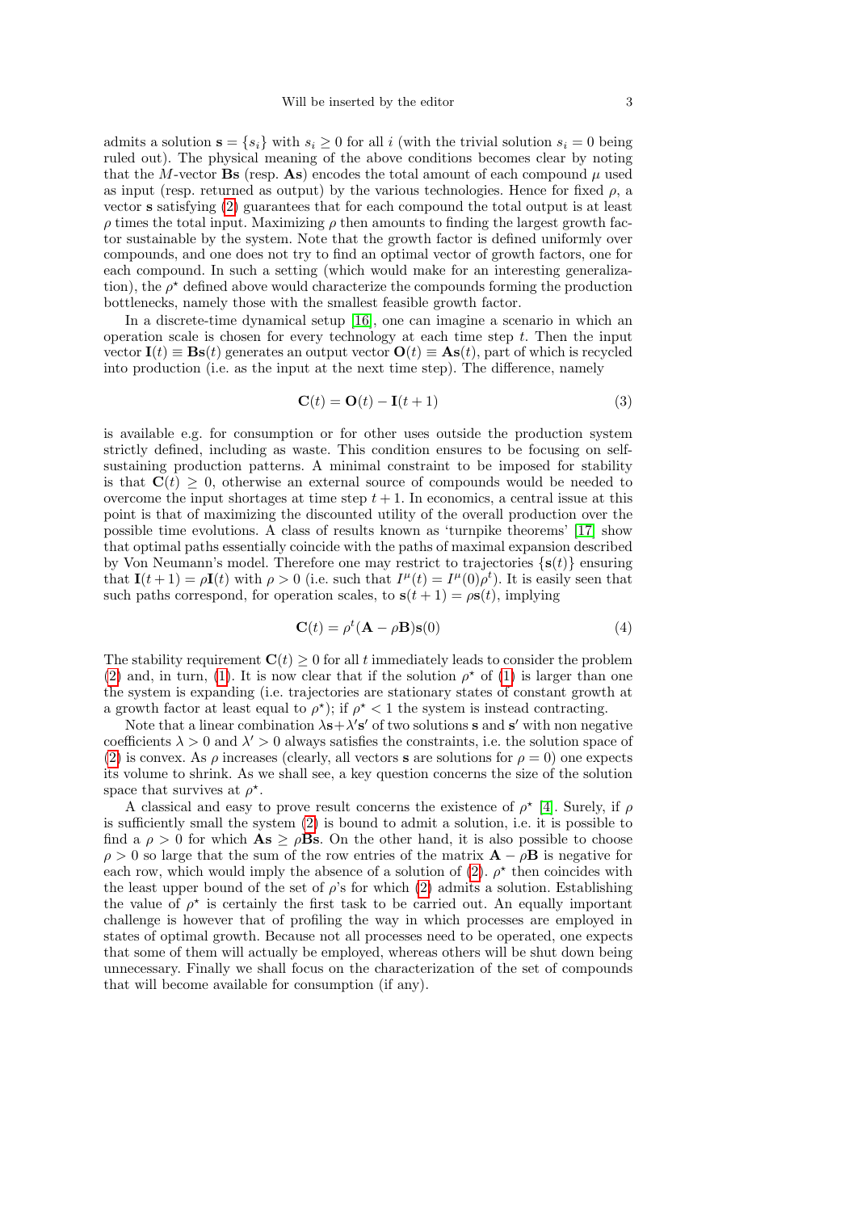admits a solution $\mathbf{s} = \{s_i\}$ with $s_i \geq 0$ for all $i$ (with the trivial solution $s_i = 0$ being ruled out). The physical meaning of the above conditions becomes clear by noting that the $M$-vector $\mathbf{Bs}$ (resp. $\mathbf{As}$) encodes the total amount of each compound $\mu$ used as input (resp. returned as output) by the various technologies. Hence for fixed $\rho$, a vector $\mathbf{s}$ satisfying (2) guarantees that for each compound the total output is at least $\rho$ times the total input. Maximizing $\rho$ then amounts to finding the largest growth factor sustainable by the system. Note that the growth factor is defined uniformly over compounds, and one does not try to find an optimal vector of growth factors, one for each compound. In such a setting (which would make for an interesting generalization), the $\rho^\star$ defined above would characterize the compounds forming the production bottlenecks, namely those with the smallest feasible growth factor.

In a discrete-time dynamical setup [16], one can imagine a scenario in which an operation scale is chosen for every technology at each time step $t$. Then the input vector $\mathbf{I}(t) \equiv \mathbf{B}\mathbf{s}(t)$ generates an output vector $\mathbf{O}(t) \equiv \mathbf{A}\mathbf{s}(t)$, part of which is recycled into production (i.e. as the input at the next time step). The difference, namely

$$\mathbf{C}(t) = \mathbf{O}(t) - \mathbf{I}(t+1) \tag{3}$$

is available e.g. for consumption or for other uses outside the production system strictly defined, including as waste. This condition ensures to be focusing on self-sustaining production patterns. A minimal constraint to be imposed for stability is that $\mathbf{C}(t) \geq 0$, otherwise an external source of compounds would be needed to overcome the input shortages at time step $t+1$. In economics, a central issue at this point is that of maximizing the discounted utility of the overall production over the possible time evolutions. A class of results known as 'turnpike theorems' [17] show that optimal paths essentially coincide with the paths of maximal expansion described by Von Neumann's model. Therefore one may restrict to trajectories $\{\mathbf{s}(t)\}$ ensuring that $\mathbf{I}(t+1) = \rho \mathbf{I}(t)$ with $\rho > 0$ (i.e. such that $I^\mu(t) = I^\mu(0)\rho^t$). It is easily seen that such paths correspond, for operation scales, to $\mathbf{s}(t+1) = \rho \mathbf{s}(t)$, implying

$$\mathbf{C}(t) = \rho^t(\mathbf{A} - \rho\mathbf{B})\mathbf{s}(0) \tag{4}$$

The stability requirement $\mathbf{C}(t) \geq 0$ for all $t$ immediately leads to consider the problem (2) and, in turn, (1). It is now clear that if the solution $\rho^\star$ of (1) is larger than one the system is expanding (i.e. trajectories are stationary states of constant growth at a growth factor at least equal to $\rho^\star$); if $\rho^\star < 1$ the system is instead contracting.

Note that a linear combination $\lambda\mathbf{s}+\lambda'\mathbf{s}'$ of two solutions $\mathbf{s}$ and $\mathbf{s}'$ with non negative coefficients $\lambda > 0$ and $\lambda' > 0$ always satisfies the constraints, i.e. the solution space of (2) is convex. As $\rho$ increases (clearly, all vectors $\mathbf{s}$ are solutions for $\rho = 0$) one expects its volume to shrink. As we shall see, a key question concerns the size of the solution space that survives at $\rho^\star$.

A classical and easy to prove result concerns the existence of $\rho^\star$ [4]. Surely, if $\rho$ is sufficiently small the system (2) is bound to admit a solution, i.e. it is possible to find a $\rho > 0$ for which $\mathbf{As} \geq \rho\mathbf{Bs}$. On the other hand, it is also possible to choose $\rho > 0$ so large that the sum of the row entries of the matrix $\mathbf{A} - \rho\mathbf{B}$ is negative for each row, which would imply the absence of a solution of (2). $\rho^\star$ then coincides with the least upper bound of the set of $\rho$'s for which (2) admits a solution. Establishing the value of $\rho^\star$ is certainly the first task to be carried out. An equally important challenge is however that of profiling the way in which processes are employed in states of optimal growth. Because not all processes need to be operated, one expects that some of them will actually be employed, whereas others will be shut down being unnecessary. Finally we shall focus on the characterization of the set of compounds that will become available for consumption (if any).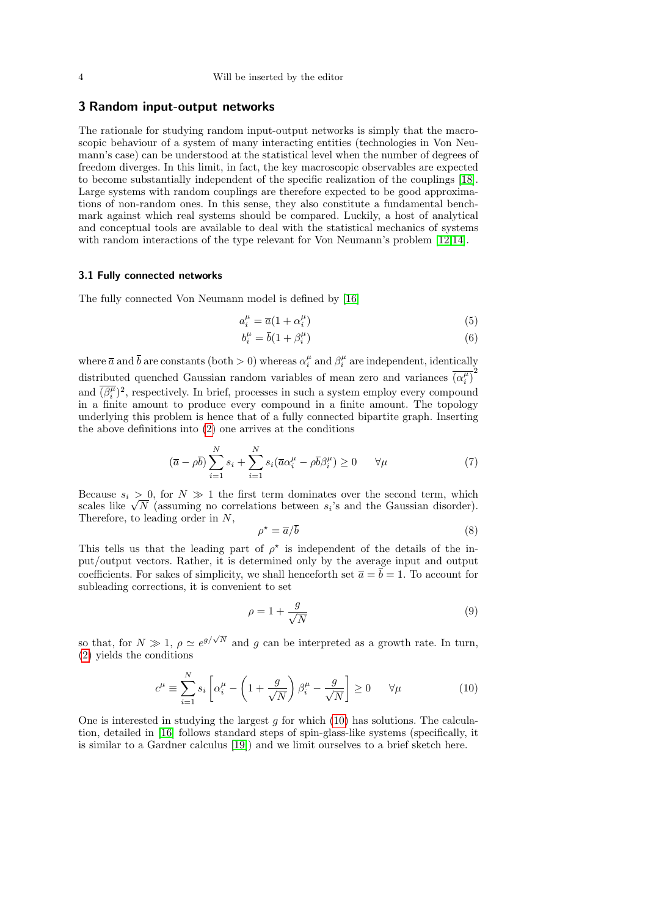## 3 Random input-output networks

The rationale for studying random input-output networks is simply that the macroscopic behaviour of a system of many interacting entities (technologies in Von Neumann's case) can be understood at the statistical level when the number of degrees of freedom diverges. In this limit, in fact, the key macroscopic observables are expected to become substantially independent of the specific realization of the couplings [18]. Large systems with random couplings are therefore expected to be good approximations of non-random ones. In this sense, they also constitute a fundamental benchmark against which real systems should be compared. Luckily, a host of analytical and conceptual tools are available to deal with the statistical mechanics of systems with random interactions of the type relevant for Von Neumann's problem [12,14].

### 3.1 Fully connected networks

The fully connected Von Neumann model is defined by [16]

$$a_i^\mu = \overline{a}(1 + \alpha_i^\mu) \tag{5}$$

$$b_i^\mu = \overline{b}(1 + \beta_i^\mu) \tag{6}$$

where $\overline{a}$ and $\overline{b}$ are constants (both $> 0$) whereas $\alpha_i^\mu$ and $\beta_i^\mu$ are independent, identically distributed quenched Gaussian random variables of mean zero and variances $\overline{(\alpha_i^\mu)}^2$ and $\overline{(\beta_i^\mu)}^2$, respectively. In brief, processes in such a system employ every compound in a finite amount to produce every compound in a finite amount. The topology underlying this problem is hence that of a fully connected bipartite graph. Inserting the above definitions into (2) one arrives at the conditions

$$(\overline{a} - \rho\overline{b})\sum_{i=1}^N s_i + \sum_{i=1}^N s_i(\overline{a}\alpha_i^\mu - \rho\overline{b}\beta_i^\mu) \geq 0 \qquad \forall \mu \tag{7}$$

Because $s_i \geq 0$, for $N \gg 1$ the first term dominates over the second term, which scales like $\sqrt{N}$ (assuming no correlations between $s_i$'s and the Gaussian disorder). Therefore, to leading order in $N$,

$$\rho^\star = \overline{a}/\overline{b} \tag{8}$$

This tells us that the leading part of $\rho^\star$ is independent of the details of the input/output vectors. Rather, it is determined only by the average input and output coefficients. For sakes of simplicity, we shall henceforth set $\overline{a} = \overline{b} = 1$. To account for subleading corrections, it is convenient to set

$$\rho = 1 + \frac{g}{\sqrt{N}} \tag{9}$$

so that, for $N \gg 1$, $\rho \simeq e^{g/\sqrt{N}}$ and $g$ can be interpreted as a growth rate. In turn, (2) yields the conditions

$$c^\mu \equiv \sum_{i=1}^N s_i \left[\alpha_i^\mu - \left(1 + \frac{g}{\sqrt{N}}\right)\beta_i^\mu - \frac{g}{\sqrt{N}}\right] \geq 0 \qquad \forall \mu \tag{10}$$

One is interested in studying the largest $g$ for which (10) has solutions. The calculation, detailed in [16] follows standard steps of spin-glass-like systems (specifically, it is similar to a Gardner calculus [19]) and we limit ourselves to a brief sketch here.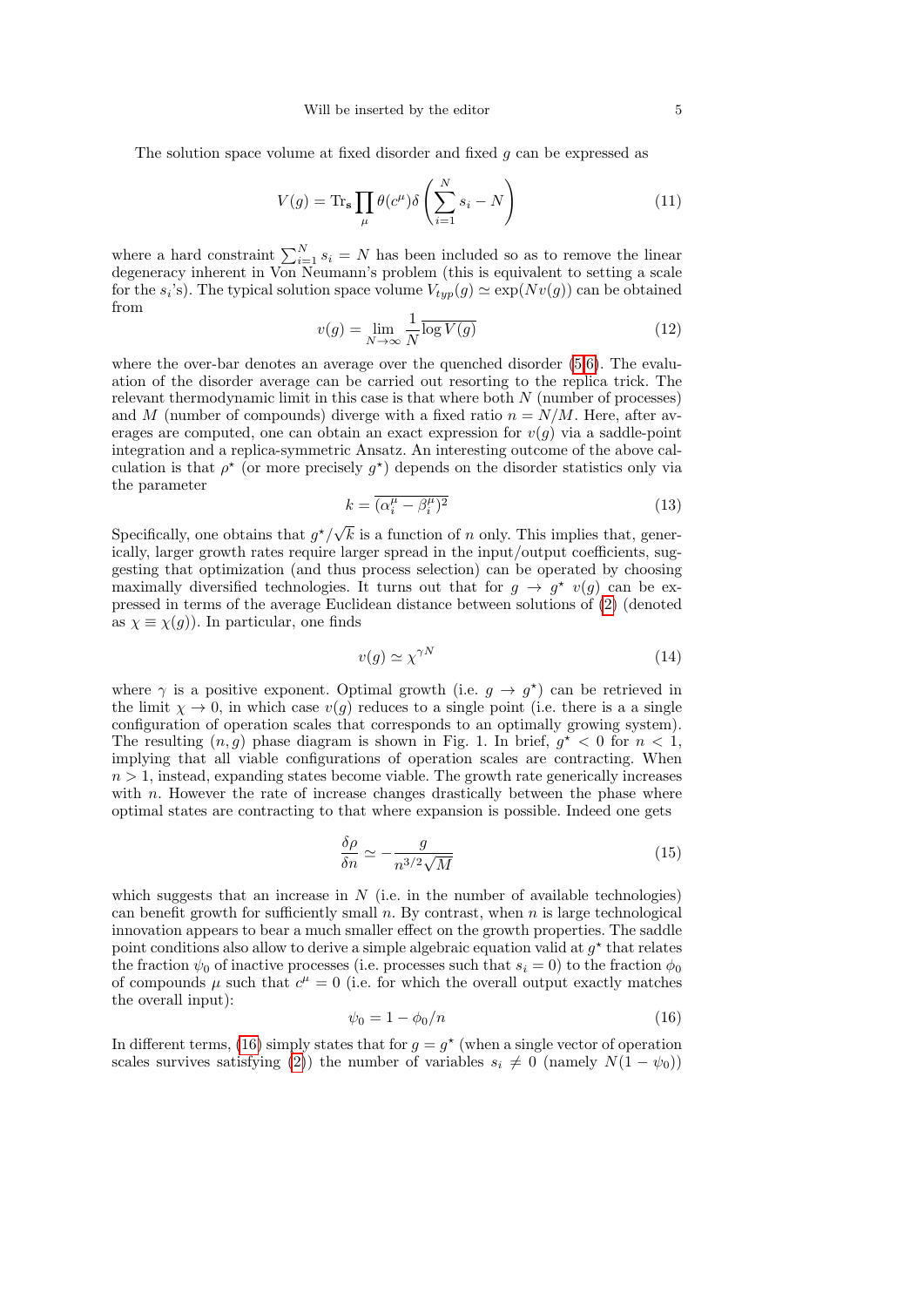The solution space volume at fixed disorder and fixed $g$ can be expressed as

$$V(g) = \mathrm{Tr}_{\mathbf{s}} \prod_{\mu} \theta(c^{\mu}) \delta\left(\sum_{i=1}^{N} s_i - N\right) \tag{11}$$

where a hard constraint $\sum_{i=1}^{N} s_i = N$ has been included so as to remove the linear degeneracy inherent in Von Neumann's problem (this is equivalent to setting a scale for the $s_i$'s). The typical solution space volume $V_{typ}(g) \simeq \exp(Nv(g))$ can be obtained from

$$v(g) = \lim_{N\to\infty} \frac{1}{N} \overline{\log V(g)} \tag{12}$$

where the over-bar denotes an average over the quenched disorder (5,6). The evaluation of the disorder average can be carried out resorting to the replica trick. The relevant thermodynamic limit in this case is that where both $N$ (number of processes) and $M$ (number of compounds) diverge with a fixed ratio $n = N/M$. Here, after averages are computed, one can obtain an exact expression for $v(g)$ via a saddle-point integration and a replica-symmetric Ansatz. An interesting outcome of the above calculation is that $\rho^{\star}$ (or more precisely $g^{\star}$) depends on the disorder statistics only via the parameter

$$k = \overline{(\alpha_i^{\mu} - \beta_i^{\mu})^2} \tag{13}$$

Specifically, one obtains that $g^{\star}/\sqrt{k}$ is a function of $n$ only. This implies that, generically, larger growth rates require larger spread in the input/output coefficients, suggesting that optimization (and thus process selection) can be operated by choosing maximally diversified technologies. It turns out that for $g \to g^{\star}$ $v(g)$ can be expressed in terms of the average Euclidean distance between solutions of (2) (denoted as $\chi \equiv \chi(g)$). In particular, one finds

$$v(g) \simeq \chi^{\gamma N} \tag{14}$$

where $\gamma$ is a positive exponent. Optimal growth (i.e. $g \to g^{\star}$) can be retrieved in the limit $\chi \to 0$, in which case $v(g)$ reduces to a single point (i.e. there is a a single configuration of operation scales that corresponds to an optimally growing system). The resulting $(n, g)$ phase diagram is shown in Fig. 1. In brief, $g^{\star} < 0$ for $n < 1$, implying that all viable configurations of operation scales are contracting. When $n > 1$, instead, expanding states become viable. The growth rate generically increases with $n$. However the rate of increase changes drastically between the phase where optimal states are contracting to that where expansion is possible. Indeed one gets

$$\frac{\delta \rho}{\delta n} \simeq -\frac{g}{n^{3/2}\sqrt{M}} \tag{15}$$

which suggests that an increase in $N$ (i.e. in the number of available technologies) can benefit growth for sufficiently small $n$. By contrast, when $n$ is large technological innovation appears to bear a much smaller effect on the growth properties. The saddle point conditions also allow to derive a simple algebraic equation valid at $g^{\star}$ that relates the fraction $\psi_0$ of inactive processes (i.e. processes such that $s_i = 0$) to the fraction $\phi_0$ of compounds $\mu$ such that $c^{\mu} = 0$ (i.e. for which the overall output exactly matches the overall input):

$$\psi_0 = 1 - \phi_0/n \tag{16}$$

In different terms, (16) simply states that for $g = g^{\star}$ (when a single vector of operation scales survives satisfying (2)) the number of variables $s_i \neq 0$ (namely $N(1 - \psi_0)$)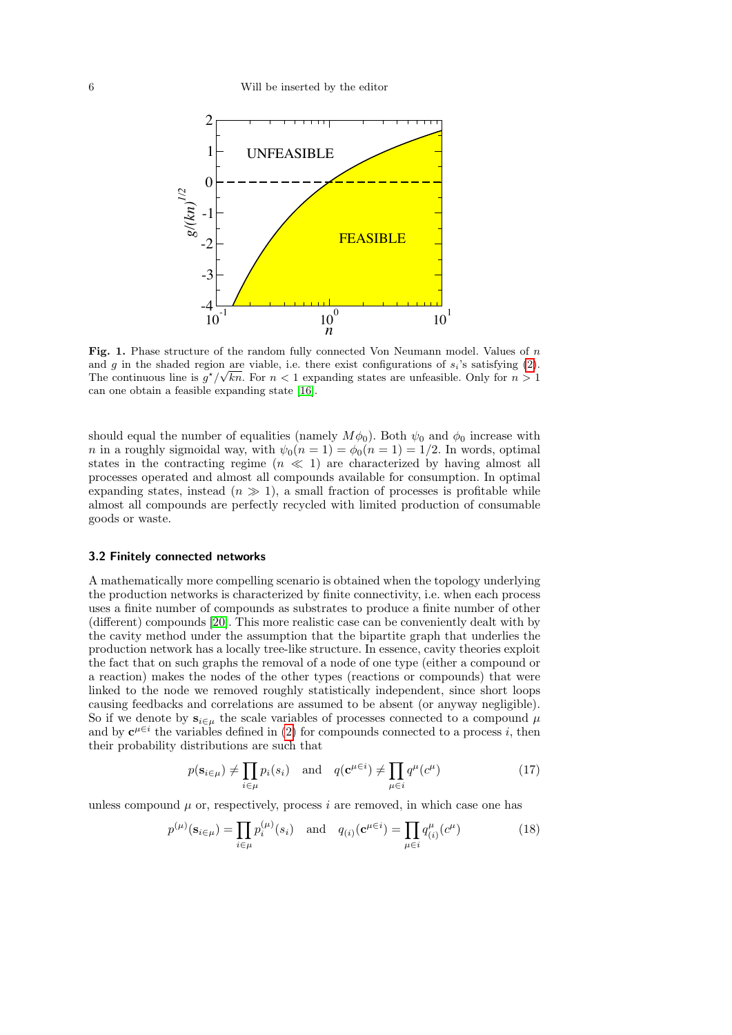**Fig. 1.** Phase structure of the random fully connected Von Neumann model. Values of $n$ and $g$ in the shaded region are viable, i.e. there exist configurations of $s_i$'s satisfying (2). The continuous line is $g^\star/\sqrt{kn}$. For $n < 1$ expanding states are unfeasible. Only for $n > 1$ can one obtain a feasible expanding state [16].

should equal the number of equalities (namely $M\phi_0$). Both $\psi_0$ and $\phi_0$ increase with $n$ in a roughly sigmoidal way, with $\psi_0(n=1) = \phi_0(n=1) = 1/2$. In words, optimal states in the contracting regime ($n \ll 1$) are characterized by having almost all processes operated and almost all compounds available for consumption. In optimal expanding states, instead ($n \gg 1$), a small fraction of processes is profitable while almost all compounds are perfectly recycled with limited production of consumable goods or waste.

### 3.2 Finitely connected networks

A mathematically more compelling scenario is obtained when the topology underlying the production networks is characterized by finite connectivity, i.e. when each process uses a finite number of compounds as substrates to produce a finite number of other (different) compounds [20]. This more realistic case can be conveniently dealt with by the cavity method under the assumption that the bipartite graph that underlies the production network has a locally tree-like structure. In essence, cavity theories exploit the fact that on such graphs the removal of a node of one type (either a compound or a reaction) makes the nodes of the other types (reactions or compounds) that were linked to the node we removed roughly statistically independent, since short loops causing feedbacks and correlations are assumed to be absent (or anyway negligible). So if we denote by $\mathbf{s}_{i\in\mu}$ the scale variables of processes connected to a compound $\mu$ and by $\mathbf{c}^{\mu\in i}$ the variables defined in (2) for compounds connected to a process $i$, then their probability distributions are such that

$$p(\mathbf{s}_{i\in\mu}) \neq \prod_{i\in\mu} p_i(s_i) \quad \text{and} \quad q(\mathbf{c}^{\mu\in i}) \neq \prod_{\mu\in i} q^\mu(c^\mu) \tag{17}$$

unless compound $\mu$ or, respectively, process $i$ are removed, in which case one has

$$p^{(\mu)}(\mathbf{s}_{i\in\mu}) = \prod_{i\in\mu} p_i^{(\mu)}(s_i) \quad \text{and} \quad q_{(i)}(\mathbf{c}^{\mu\in i}) = \prod_{\mu\in i} q^\mu_{(i)}(c^\mu) \tag{18}$$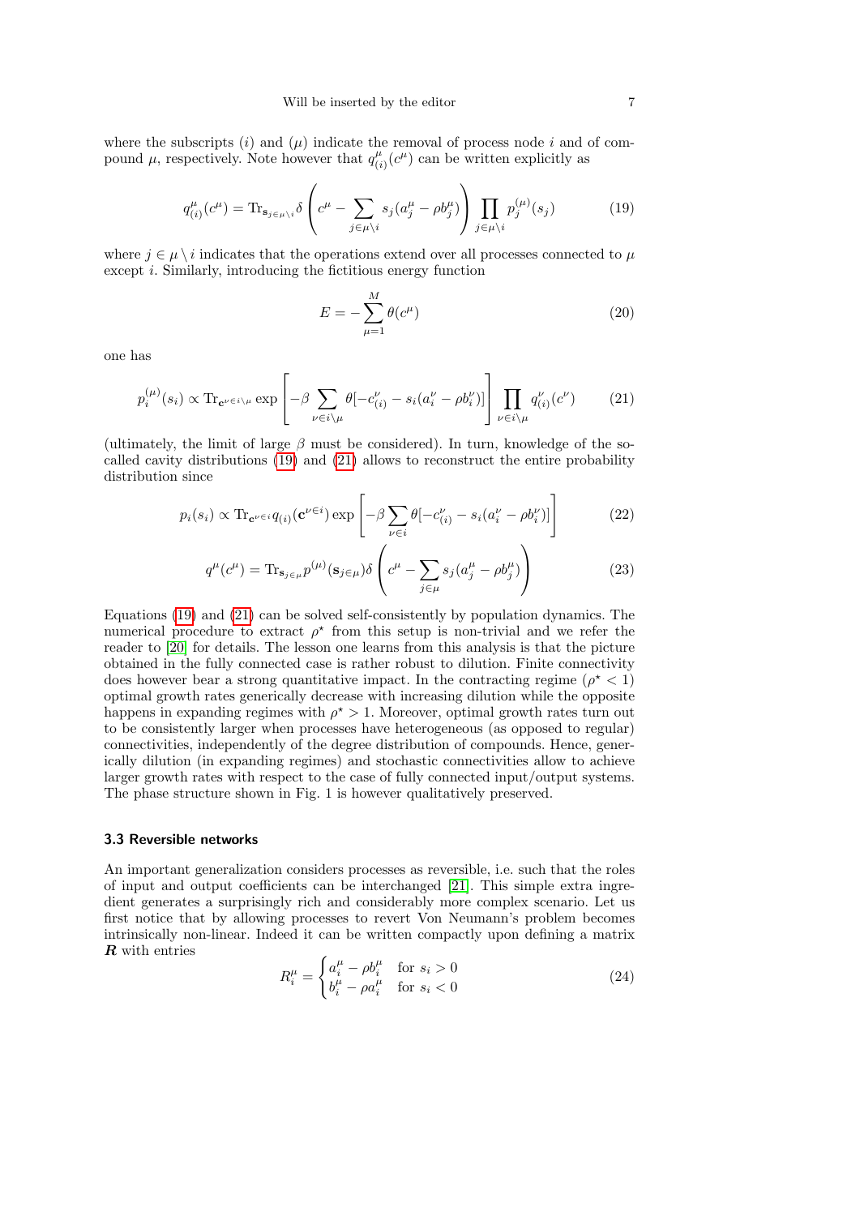where the subscripts $(i)$ and $(\mu)$ indicate the removal of process node $i$ and of compound $\mu$, respectively. Note however that $q^{\mu}_{(i)}(c^{\mu})$ can be written explicitly as

$$q^{\mu}_{(i)}(c^{\mu}) = \mathrm{Tr}_{\mathbf{s}_{j\in\mu\setminus i}} \delta\left(c^{\mu} - \sum_{j\in\mu\setminus i} s_j(a^{\mu}_j - \rho b^{\mu}_j)\right) \prod_{j\in\mu\setminus i} p^{(\mu)}_j(s_j) \tag{19}$$

where $j \in \mu \setminus i$ indicates that the operations extend over all processes connected to $\mu$ except $i$. Similarly, introducing the fictitious energy function

$$E = -\sum_{\mu=1}^{M} \theta(c^{\mu}) \tag{20}$$

one has

$$p^{(\mu)}_i(s_i) \propto \mathrm{Tr}_{\mathbf{c}^{\nu\in i\setminus\mu}} \exp\left[-\beta \sum_{\nu\in i\setminus\mu} \theta[-c^{\nu}_{(i)} - s_i(a^{\nu}_i - \rho b^{\nu}_i)]\right] \prod_{\nu\in i\setminus\mu} q^{\nu}_{(i)}(c^{\nu}) \tag{21}$$

(ultimately, the limit of large $\beta$ must be considered). In turn, knowledge of the so-called cavity distributions (19) and (21) allows to reconstruct the entire probability distribution since

$$p_i(s_i) \propto \mathrm{Tr}_{\mathbf{c}^{\nu\in i}} q_{(i)}(\mathbf{c}^{\nu\in i}) \exp\left[-\beta \sum_{\nu\in i} \theta[-c^{\nu}_{(i)} - s_i(a^{\nu}_i - \rho b^{\nu}_i)]\right] \tag{22}$$

$$q^{\mu}(c^{\mu}) = \mathrm{Tr}_{\mathbf{s}_{j\in\mu}} p^{(\mu)}(\mathbf{s}_{j\in\mu}) \delta\left(c^{\mu} - \sum_{j\in\mu} s_j(a^{\mu}_j - \rho b^{\mu}_j)\right) \tag{23}$$

Equations (19) and (21) can be solved self-consistently by population dynamics. The numerical procedure to extract $\rho^{\star}$ from this setup is non-trivial and we refer the reader to [20] for details. The lesson one learns from this analysis is that the picture obtained in the fully connected case is rather robust to dilution. Finite connectivity does however bear a strong quantitative impact. In the contracting regime ($\rho^{\star} < 1$) optimal growth rates generically decrease with increasing dilution while the opposite happens in expanding regimes with $\rho^{\star} > 1$. Moreover, optimal growth rates turn out to be consistently larger when processes have heterogeneous (as opposed to regular) connectivities, independently of the degree distribution of compounds. Hence, generically dilution (in expanding regimes) and stochastic connectivities allow to achieve larger growth rates with respect to the case of fully connected input/output systems. The phase structure shown in Fig. 1 is however qualitatively preserved.

### 3.3 Reversible networks

An important generalization considers processes as reversible, i.e. such that the roles of input and output coefficients can be interchanged [21]. This simple extra ingredient generates a surprisingly rich and considerably more complex scenario. Let us first notice that by allowing processes to revert Von Neumann's problem becomes intrinsically non-linear. Indeed it can be written compactly upon defining a matrix $\boldsymbol{R}$ with entries

$$R^{\mu}_i = \begin{cases} a^{\mu}_i - \rho b^{\mu}_i & \text{for } s_i > 0 \\ b^{\mu}_i - \rho a^{\mu}_i & \text{for } s_i < 0 \end{cases} \tag{24}$$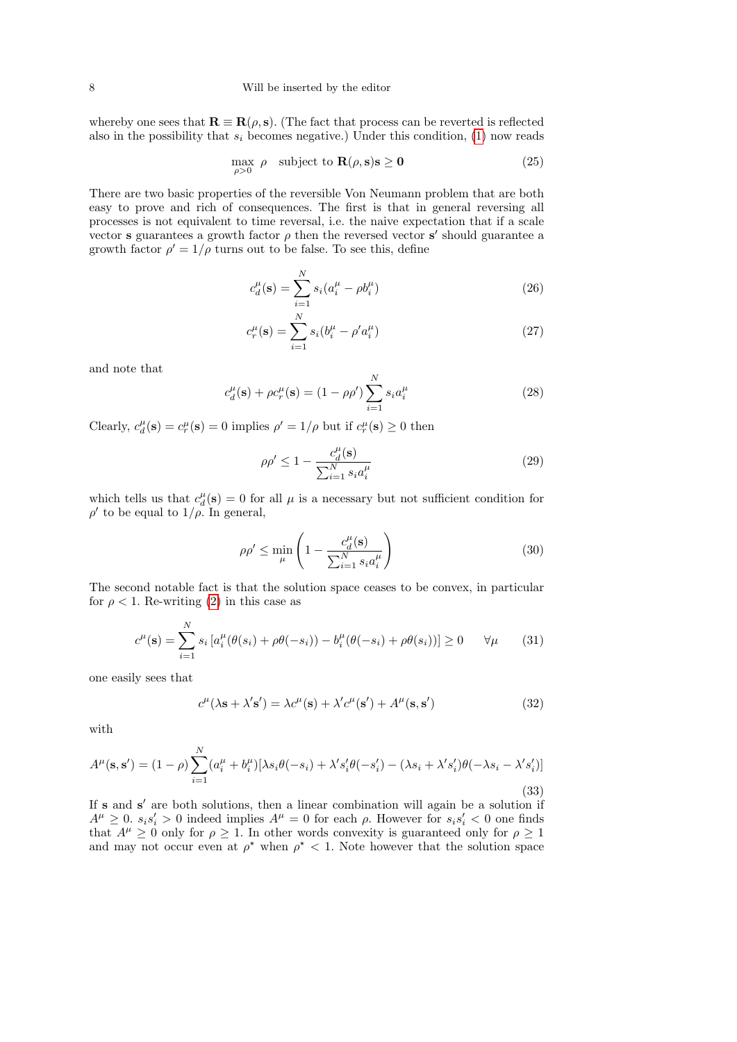whereby one sees that $\mathbf{R} \equiv \mathbf{R}(\rho, \mathbf{s})$. (The fact that process can be reverted is reflected also in the possibility that $s_i$ becomes negative.) Under this condition, (1) now reads

$$\max_{\rho>0} \rho \quad \text{subject to } \mathbf{R}(\rho, \mathbf{s})\mathbf{s} \geq \mathbf{0} \tag{25}$$

There are two basic properties of the reversible Von Neumann problem that are both easy to prove and rich of consequences. The first is that in general reversing all processes is not equivalent to time reversal, i.e. the naive expectation that if a scale vector $\mathbf{s}$ guarantees a growth factor $\rho$ then the reversed vector $\mathbf{s}'$ should guarantee a growth factor $\rho' = 1/\rho$ turns out to be false. To see this, define

$$c_d^\mu(\mathbf{s}) = \sum_{i=1}^N s_i(a_i^\mu - \rho b_i^\mu) \tag{26}$$

$$c_r^\mu(\mathbf{s}) = \sum_{i=1}^N s_i(b_i^\mu - \rho' a_i^\mu) \tag{27}$$

and note that

$$c_d^\mu(\mathbf{s}) + \rho c_r^\mu(\mathbf{s}) = (1 - \rho\rho') \sum_{i=1}^N s_i a_i^\mu \tag{28}$$

Clearly, $c_d^\mu(\mathbf{s}) = c_r^\mu(\mathbf{s}) = 0$ implies $\rho' = 1/\rho$ but if $c_r^\mu(\mathbf{s}) \geq 0$ then

$$\rho\rho' \leq 1 - \frac{c_d^\mu(\mathbf{s})}{\sum_{i=1}^N s_i a_i^\mu} \tag{29}$$

which tells us that $c_d^\mu(\mathbf{s}) = 0$ for all $\mu$ is a necessary but not sufficient condition for $\rho'$ to be equal to $1/\rho$. In general,

$$\rho\rho' \leq \min_\mu \left( 1 - \frac{c_d^\mu(\mathbf{s})}{\sum_{i=1}^N s_i a_i^\mu} \right) \tag{30}$$

The second notable fact is that the solution space ceases to be convex, in particular for $\rho < 1$. Re-writing (2) in this case as

$$c^\mu(\mathbf{s}) = \sum_{i=1}^N s_i \left[ a_i^\mu(\theta(s_i) + \rho\theta(-s_i)) - b_i^\mu(\theta(-s_i) + \rho\theta(s_i)) \right] \geq 0 \qquad \forall \mu \tag{31}$$

one easily sees that

$$c^\mu(\lambda\mathbf{s} + \lambda'\mathbf{s}') = \lambda c^\mu(\mathbf{s}) + \lambda' c^\mu(\mathbf{s}') + A^\mu(\mathbf{s}, \mathbf{s}') \tag{32}$$

with

$$A^\mu(\mathbf{s}, \mathbf{s}') = (1-\rho) \sum_{i=1}^N (a_i^\mu + b_i^\mu)[\lambda s_i \theta(-s_i) + \lambda' s_i' \theta(-s_i') - (\lambda s_i + \lambda' s_i')\theta(-\lambda s_i - \lambda' s_i')] \tag{33}$$

If $\mathbf{s}$ and $\mathbf{s}'$ are both solutions, then a linear combination will again be a solution if $A^\mu \geq 0$. $s_i s_i' > 0$ indeed implies $A^\mu = 0$ for each $\rho$. However for $s_i s_i' < 0$ one finds that $A^\mu \geq 0$ only for $\rho \geq 1$. In other words convexity is guaranteed only for $\rho \geq 1$ and may not occur even at $\rho^\star$ when $\rho^\star < 1$. Note however that the solution space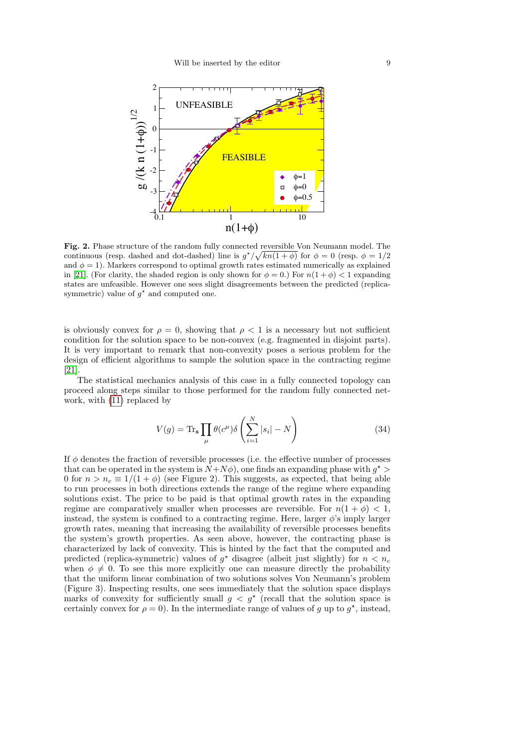**Fig. 2.** Phase structure of the random fully connected reversible Von Neumann model. The continuous (resp. dashed and dot-dashed) line is $g^\star/\sqrt{kn(1+\phi)}$ for $\phi = 0$ (resp. $\phi = 1/2$ and $\phi = 1$). Markers correspond to optimal growth rates estimated numerically as explained in [21]. (For clarity, the shaded region is only shown for $\phi = 0$.) For $n(1+\phi) < 1$ expanding states are unfeasible. However one sees slight disagreements between the predicted (replica-symmetric) value of $g^\star$ and computed one.

is obviously convex for $\rho = 0$, showing that $\rho < 1$ is a necessary but not sufficient condition for the solution space to be non-convex (e.g. fragmented in disjoint parts). It is very important to remark that non-convexity poses a serious problem for the design of efficient algorithms to sample the solution space in the contracting regime [21].

The statistical mechanics analysis of this case in a fully connected topology can proceed along steps similar to those performed for the random fully connected network, with (11) replaced by

$$V(g) = \mathrm{Tr}_{\mathbf{s}} \prod_{\mu} \theta(c^\mu) \delta\left(\sum_{i=1}^{N} |s_i| - N\right) \tag{34}$$

If $\phi$ denotes the fraction of reversible processes (i.e. the effective number of processes that can be operated in the system is $N + N\phi$), one finds an expanding phase with $g^\star > 0$ for $n > n_c \equiv 1/(1+\phi)$ (see Figure 2). This suggests, as expected, that being able to run processes in both directions extends the range of the regime where expanding solutions exist. The price to be paid is that optimal growth rates in the expanding regime are comparatively smaller when processes are reversible. For $n(1+\phi) < 1$, instead, the system is confined to a contracting regime. Here, larger $\phi$'s imply larger growth rates, meaning that increasing the availability of reversible processes benefits the system's growth properties. As seen above, however, the contracting phase is characterized by lack of convexity. This is hinted by the fact that the computed and predicted (replica-symmetric) values of $g^\star$ disagree (albeit just slightly) for $n < n_c$ when $\phi \neq 0$. To see this more explicitly one can measure directly the probability that the uniform linear combination of two solutions solves Von Neumann's problem (Figure 3). Inspecting results, one sees immediately that the solution space displays marks of convexity for sufficiently small $g < g^\star$ (recall that the solution space is certainly convex for $\rho = 0$). In the intermediate range of values of $g$ up to $g^\star$, instead,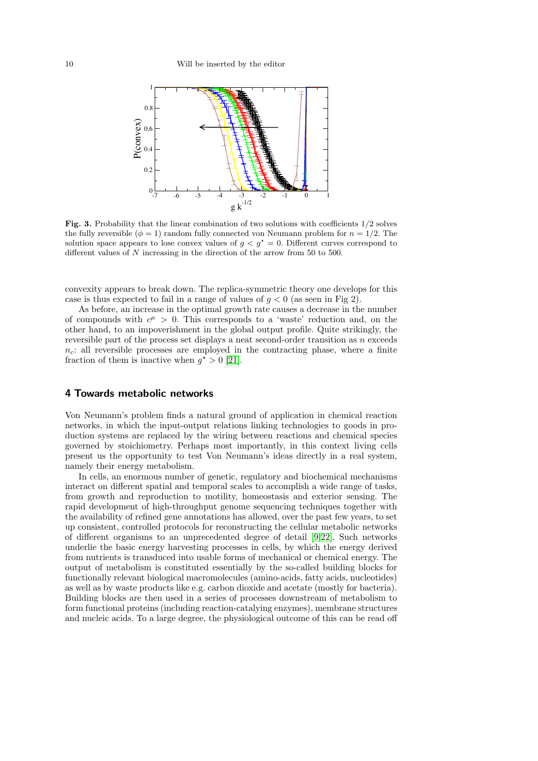**Fig. 3.** Probability that the linear combination of two solutions with coefficients $1/2$ solves the fully reversible ($\phi = 1$) random fully connected von Neumann problem for $n = 1/2$. The solution space appears to lose convex values of $g < g^\star = 0$. Different curves correspond to different values of $N$ increasing in the direction of the arrow from 50 to 500.

convexity appears to break down. The replica-symmetric theory one develops for this case is thus expected to fail in a range of values of $g < 0$ (as seen in Fig 2).

As before, an increase in the optimal growth rate causes a decrease in the number of compounds with $c^\mu > 0$. This corresponds to a 'waste' reduction and, on the other hand, to an impoverishment in the global output profile. Quite strikingly, the reversible part of the process set displays a neat second-order transition as $n$ exceeds $n_c$: all reversible processes are employed in the contracting phase, where a finite fraction of them is inactive when $g^\star > 0$ [21].

## 4 Towards metabolic networks

Von Neumann's problem finds a natural ground of application in chemical reaction networks, in which the input-output relations linking technologies to goods in production systems are replaced by the wiring between reactions and chemical species governed by stoichiometry. Perhaps most importantly, in this context living cells present us the opportunity to test Von Neumann's ideas directly in a real system, namely their energy metabolism.

In cells, an enormous number of genetic, regulatory and biochemical mechanisms interact on different spatial and temporal scales to accomplish a wide range of tasks, from growth and reproduction to motility, homeostasis and exterior sensing. The rapid development of high-throughput genome sequencing techniques together with the availability of refined gene annotations has allowed, over the past few years, to set up consistent, controlled protocols for reconstructing the cellular metabolic networks of different organisms to an unprecedented degree of detail [9,22]. Such networks underlie the basic energy harvesting processes in cells, by which the energy derived from nutrients is transduced into usable forms of mechanical or chemical energy. The output of metabolism is constituted essentially by the so-called building blocks for functionally relevant biological macromolecules (amino-acids, fatty acids, nucleotides) as well as by waste products like e.g. carbon dioxide and acetate (mostly for bacteria). Building blocks are then used in a series of processes downstream of metabolism to form functional proteins (including reaction-catalyzing enzymes), membrane structures and nucleic acids. To a large degree, the physiological outcome of this can be read off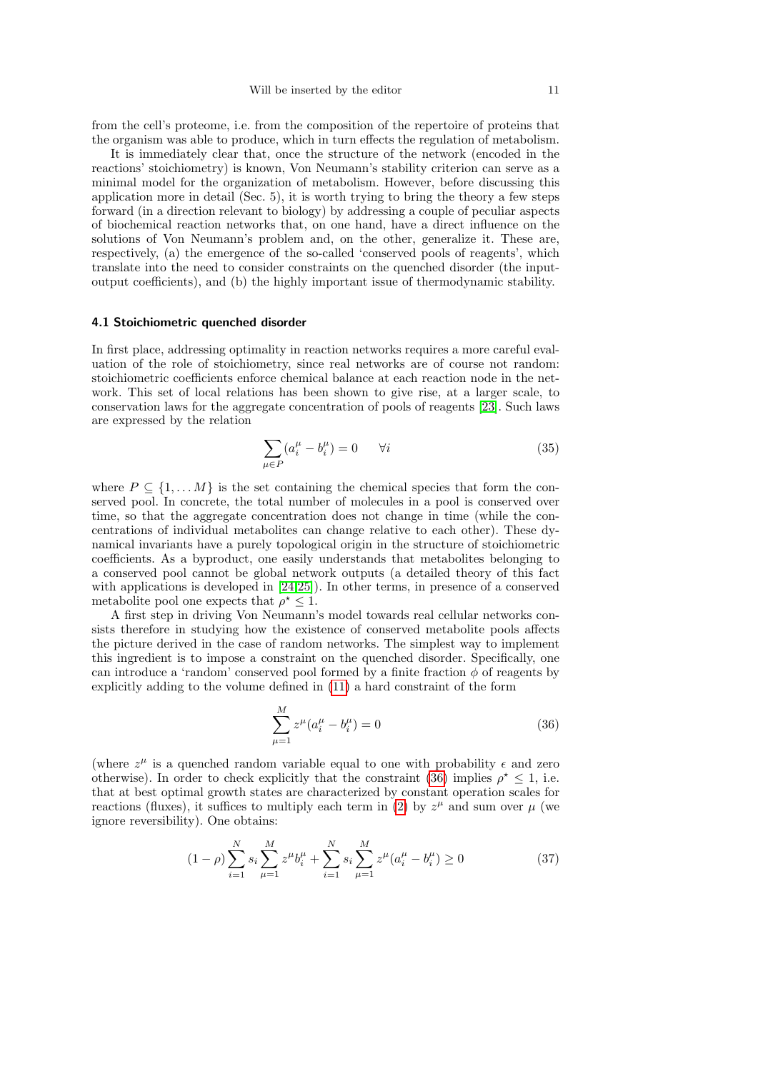from the cell's proteome, i.e. from the composition of the repertoire of proteins that the organism was able to produce, which in turn effects the regulation of metabolism.

It is immediately clear that, once the structure of the network (encoded in the reactions' stoichiometry) is known, Von Neumann's stability criterion can serve as a minimal model for the organization of metabolism. However, before discussing this application more in detail (Sec. 5), it is worth trying to bring the theory a few steps forward (in a direction relevant to biology) by addressing a couple of peculiar aspects of biochemical reaction networks that, on one hand, have a direct influence on the solutions of Von Neumann's problem and, on the other, generalize it. These are, respectively, (a) the emergence of the so-called 'conserved pools of reagents', which translate into the need to consider constraints on the quenched disorder (the input-output coefficients), and (b) the highly important issue of thermodynamic stability.

### 4.1 Stoichiometric quenched disorder

In first place, addressing optimality in reaction networks requires a more careful evaluation of the role of stoichiometry, since real networks are of course not random: stoichiometric coefficients enforce chemical balance at each reaction node in the network. This set of local relations has been shown to give rise, at a larger scale, to conservation laws for the aggregate concentration of pools of reagents [23]. Such laws are expressed by the relation

$$\sum_{\mu \in P} (a_i^\mu - b_i^\mu) = 0 \qquad \forall i \tag{35}$$

where $P \subseteq \{1, \dots M\}$ is the set containing the chemical species that form the conserved pool. In concrete, the total number of molecules in a pool is conserved over time, so that the aggregate concentration does not change in time (while the concentrations of individual metabolites can change relative to each other). These dynamical invariants have a purely topological origin in the structure of stoichiometric coefficients. As a byproduct, one easily understands that metabolites belonging to a conserved pool cannot be global network outputs (a detailed theory of this fact with applications is developed in [24,25]). In other terms, in presence of a conserved metabolite pool one expects that $\rho^\star \leq 1$.

A first step in driving Von Neumann's model towards real cellular networks consists therefore in studying how the existence of conserved metabolite pools affects the picture derived in the case of random networks. The simplest way to implement this ingredient is to impose a constraint on the quenched disorder. Specifically, one can introduce a 'random' conserved pool formed by a finite fraction $\phi$ of reagents by explicitly adding to the volume defined in (11) a hard constraint of the form

$$\sum_{\mu=1}^{M} z^\mu (a_i^\mu - b_i^\mu) = 0 \tag{36}$$

(where $z^\mu$ is a quenched random variable equal to one with probability $\epsilon$ and zero otherwise). In order to check explicitly that the constraint (36) implies $\rho^\star \leq 1$, i.e. that at best optimal growth states are characterized by constant operation scales for reactions (fluxes), it suffices to multiply each term in (2) by $z^\mu$ and sum over $\mu$ (we ignore reversibility). One obtains:

$$(1-\rho) \sum_{i=1}^{N} s_i \sum_{\mu=1}^{M} z^\mu b_i^\mu + \sum_{i=1}^{N} s_i \sum_{\mu=1}^{M} z^\mu (a_i^\mu - b_i^\mu) \geq 0 \tag{37}$$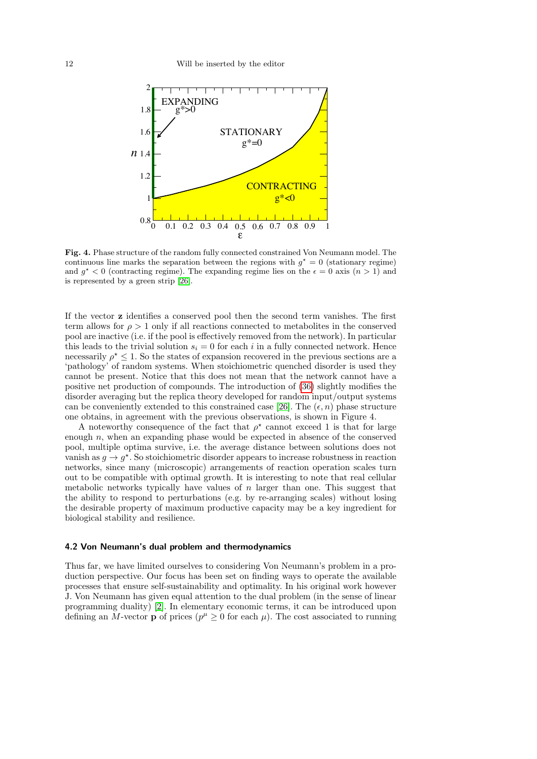**Fig. 4.** Phase structure of the random fully connected constrained Von Neumann model. The continuous line marks the separation between the regions with $g^\star = 0$ (stationary regime) and $g^\star < 0$ (contracting regime). The expanding regime lies on the $\epsilon = 0$ axis ($n > 1$) and is represented by a green strip [26].

If the vector $\mathbf{z}$ identifies a conserved pool then the second term vanishes. The first term allows for $\rho > 1$ only if all reactions connected to metabolites in the conserved pool are inactive (i.e. if the pool is effectively removed from the network). In particular this leads to the trivial solution $s_i = 0$ for each $i$ in a fully connected network. Hence necessarily $\rho^\star \leq 1$. So the states of expansion recovered in the previous sections are a 'pathology' of random systems. When stoichiometric quenched disorder is used they cannot be present. Notice that this does not mean that the network cannot have a positive net production of compounds. The introduction of (36) slightly modifies the disorder averaging but the replica theory developed for random input/output systems can be conveniently extended to this constrained case [26]. The $(\epsilon, n)$ phase structure one obtains, in agreement with the previous observations, is shown in Figure 4.

A noteworthy consequence of the fact that $\rho^\star$ cannot exceed 1 is that for large enough $n$, when an expanding phase would be expected in absence of the conserved pool, multiple optima survive, i.e. the average distance between solutions does not vanish as $g \to g^\star$. So stoichiometric disorder appears to increase robustness in reaction networks, since many (microscopic) arrangements of reaction operation scales turn out to be compatible with optimal growth. It is interesting to note that real cellular metabolic networks typically have values of $n$ larger than one. This suggest that the ability to respond to perturbations (e.g. by re-arranging scales) without losing the desirable property of maximum productive capacity may be a key ingredient for biological stability and resilience.

### 4.2 Von Neumann's dual problem and thermodynamics

Thus far, we have limited ourselves to considering Von Neumann's problem in a production perspective. Our focus has been set on finding ways to operate the available processes that ensure self-sustainability and optimality. In his original work however J. Von Neumann has given equal attention to the dual problem (in the sense of linear programming duality) [2]. In elementary economic terms, it can be introduced upon defining an $M$-vector $\mathbf{p}$ of prices ($p^\mu \geq 0$ for each $\mu$). The cost associated to running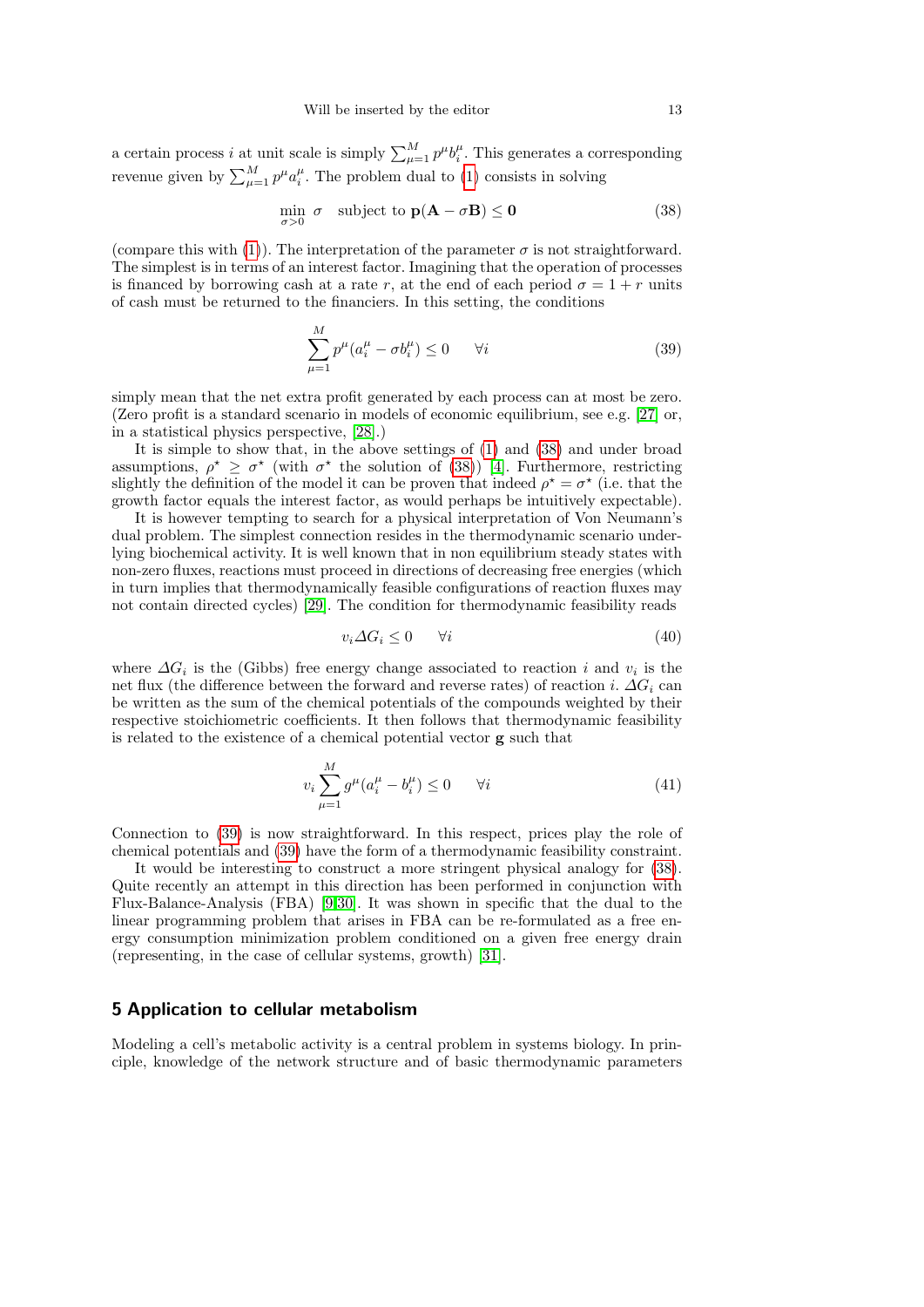a certain process $i$ at unit scale is simply $\sum_{\mu=1}^{M} p^{\mu} b_i^{\mu}$. This generates a corresponding revenue given by $\sum_{\mu=1}^{M} p^{\mu} a_i^{\mu}$. The problem dual to (1) consists in solving

$$\min_{\sigma>0} \ \sigma \quad \text{subject to } \mathbf{p}(\mathbf{A}-\sigma\mathbf{B}) \leq \mathbf{0} \tag{38}$$

(compare this with (1)). The interpretation of the parameter $\sigma$ is not straightforward. The simplest is in terms of an interest factor. Imagining that the operation of processes is financed by borrowing cash at a rate $r$, at the end of each period $\sigma = 1 + r$ units of cash must be returned to the financiers. In this setting, the conditions

$$\sum_{\mu=1}^{M} p^{\mu}(a_i^{\mu} - \sigma b_i^{\mu}) \leq 0 \qquad \forall i \tag{39}$$

simply mean that the net extra profit generated by each process can at most be zero. (Zero profit is a standard scenario in models of economic equilibrium, see e.g. [27] or, in a statistical physics perspective, [28].)

It is simple to show that, in the above settings of (1) and (38) and under broad assumptions, $\rho^{\star} \geq \sigma^{\star}$ (with $\sigma^{\star}$ the solution of (38)) [4]. Furthermore, restricting slightly the definition of the model it can be proven that indeed $\rho^{\star} = \sigma^{\star}$ (i.e. that the growth factor equals the interest factor, as would perhaps be intuitively expectable).

It is however tempting to search for a physical interpretation of Von Neumann's dual problem. The simplest connection resides in the thermodynamic scenario underlying biochemical activity. It is well known that in non equilibrium steady states with non-zero fluxes, reactions must proceed in directions of decreasing free energies (which in turn implies that thermodynamically feasible configurations of reaction fluxes may not contain directed cycles) [29]. The condition for thermodynamic feasibility reads

$$v_i \Delta G_i \leq 0 \qquad \forall i \tag{40}$$

where $\Delta G_i$ is the (Gibbs) free energy change associated to reaction $i$ and $v_i$ is the net flux (the difference between the forward and reverse rates) of reaction $i$. $\Delta G_i$ can be written as the sum of the chemical potentials of the compounds weighted by their respective stoichiometric coefficients. It then follows that thermodynamic feasibility is related to the existence of a chemical potential vector $\mathbf{g}$ such that

$$v_i \sum_{\mu=1}^{M} g^{\mu}(a_i^{\mu} - b_i^{\mu}) \leq 0 \qquad \forall i \tag{41}$$

Connection to (39) is now straightforward. In this respect, prices play the role of chemical potentials and (39) have the form of a thermodynamic feasibility constraint.

It would be interesting to construct a more stringent physical analogy for (38). Quite recently an attempt in this direction has been performed in conjunction with Flux-Balance-Analysis (FBA) [9,30]. It was shown in specific that the dual to the linear programming problem that arises in FBA can be re-formulated as a free energy consumption minimization problem conditioned on a given free energy drain (representing, in the case of cellular systems, growth) [31].

## 5 Application to cellular metabolism

Modeling a cell's metabolic activity is a central problem in systems biology. In principle, knowledge of the network structure and of basic thermodynamic parameters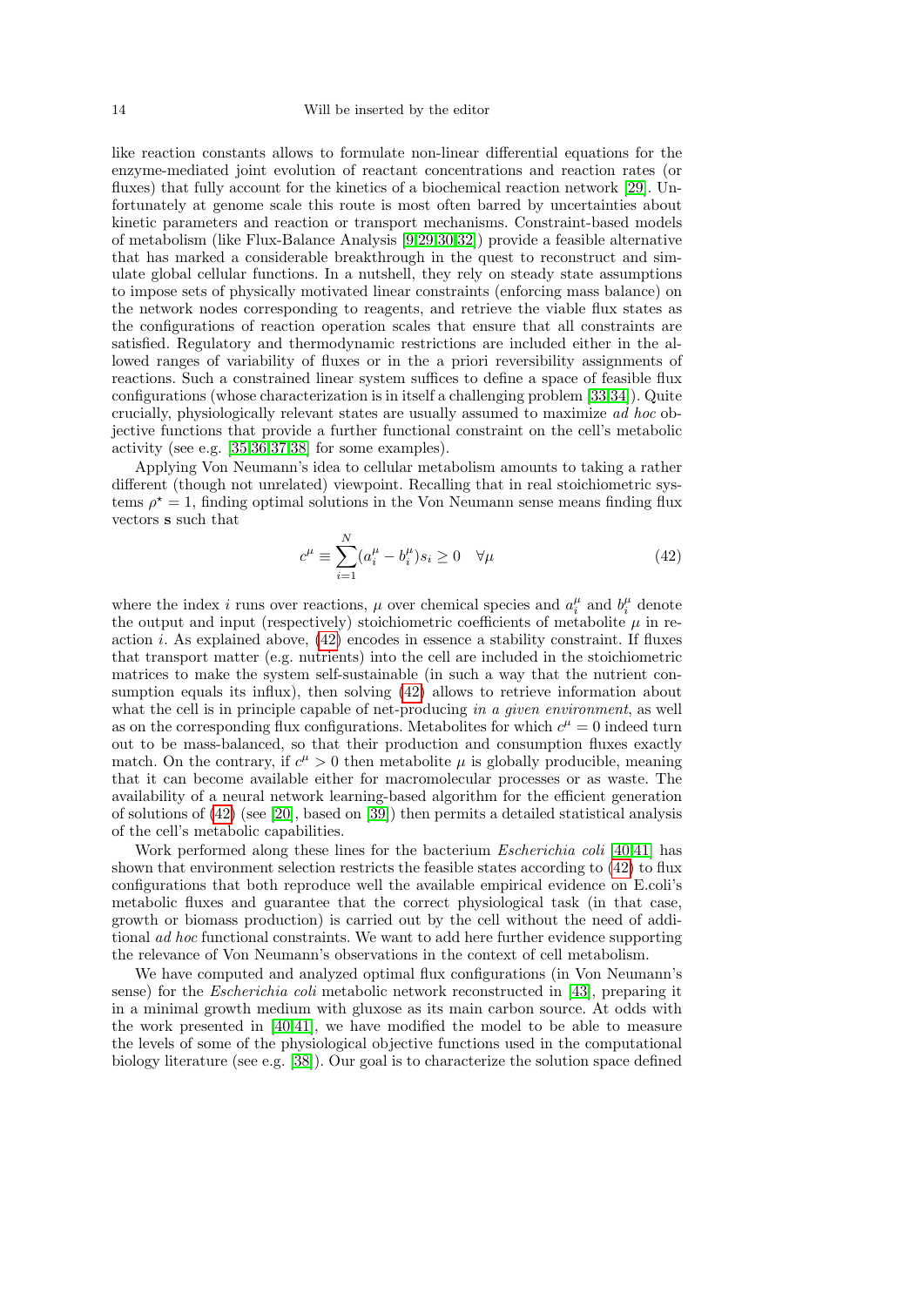like reaction constants allows to formulate non-linear differential equations for the enzyme-mediated joint evolution of reactant concentrations and reaction rates (or fluxes) that fully account for the kinetics of a biochemical reaction network [29]. Unfortunately at genome scale this route is most often barred by uncertainties about kinetic parameters and reaction or transport mechanisms. Constraint-based models of metabolism (like Flux-Balance Analysis [9,29,30,32]) provide a feasible alternative that has marked a considerable breakthrough in the quest to reconstruct and simulate global cellular functions. In a nutshell, they rely on steady state assumptions to impose sets of physically motivated linear constraints (enforcing mass balance) on the network nodes corresponding to reagents, and retrieve the viable flux states as the configurations of reaction operation scales that ensure that all constraints are satisfied. Regulatory and thermodynamic restrictions are included either in the allowed ranges of variability of fluxes or in the a priori reversibility assignments of reactions. Such a constrained linear system suffices to define a space of feasible flux configurations (whose characterization is in itself a challenging problem [33,34]). Quite crucially, physiologically relevant states are usually assumed to maximize *ad hoc* objective functions that provide a further functional constraint on the cell's metabolic activity (see e.g. [35,36,37,38] for some examples).

Applying Von Neumann's idea to cellular metabolism amounts to taking a rather different (though not unrelated) viewpoint. Recalling that in real stoichiometric systems $\rho^\star = 1$, finding optimal solutions in the Von Neumann sense means finding flux vectors $\mathbf{s}$ such that

$$c^\mu \equiv \sum_{i=1}^{N} (a_i^\mu - b_i^\mu) s_i \geq 0 \quad \forall \mu \tag{42}$$

where the index $i$ runs over reactions, $\mu$ over chemical species and $a_i^\mu$ and $b_i^\mu$ denote the output and input (respectively) stoichiometric coefficients of metabolite $\mu$ in reaction $i$. As explained above, (42) encodes in essence a stability constraint. If fluxes that transport matter (e.g. nutrients) into the cell are included in the stoichiometric matrices to make the system self-sustainable (in such a way that the nutrient consumption equals its influx), then solving (42) allows to retrieve information about what the cell is in principle capable of net-producing *in a given environment*, as well as on the corresponding flux configurations. Metabolites for which $c^\mu = 0$ indeed turn out to be mass-balanced, so that their production and consumption fluxes exactly match. On the contrary, if $c^\mu > 0$ then metabolite $\mu$ is globally producible, meaning that it can become available either for macromolecular processes or as waste. The availability of a neural network learning-based algorithm for the efficient generation of solutions of (42) (see [20], based on [39]) then permits a detailed statistical analysis of the cell's metabolic capabilities.

Work performed along these lines for the bacterium *Escherichia coli* [40,41] has shown that environment selection restricts the feasible states according to (42) to flux configurations that both reproduce well the available empirical evidence on E.coli's metabolic fluxes and guarantee that the correct physiological task (in that case, growth or biomass production) is carried out by the cell without the need of additional *ad hoc* functional constraints. We want to add here further evidence supporting the relevance of Von Neumann's observations in the context of cell metabolism.

We have computed and analyzed optimal flux configurations (in Von Neumann's sense) for the *Escherichia coli* metabolic network reconstructed in [43], preparing it in a minimal growth medium with gluxose as its main carbon source. At odds with the work presented in [40,41], we have modified the model to be able to measure the levels of some of the physiological objective functions used in the computational biology literature (see e.g. [38]). Our goal is to characterize the solution space defined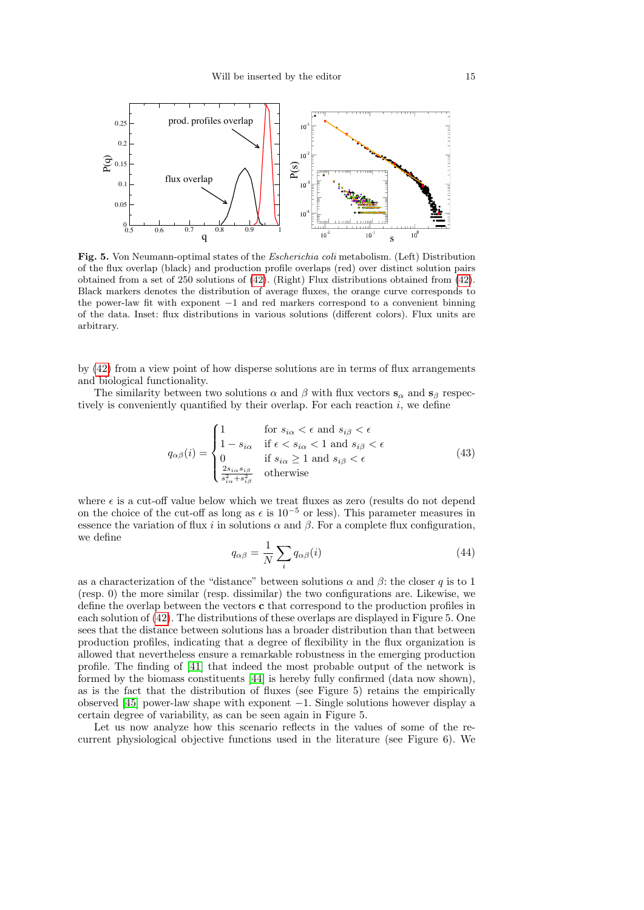**Fig. 5.** Von Neumann-optimal states of the *Escherichia coli* metabolism. (Left) Distribution of the flux overlap (black) and production profile overlaps (red) over distinct solution pairs obtained from a set of 250 solutions of (42). (Right) Flux distributions obtained from (42). Black markers denotes the distribution of average fluxes, the orange curve corresponds to the power-law fit with exponent $-1$ and red markers correspond to a convenient binning of the data. Inset: flux distributions in various solutions (different colors). Flux units are arbitrary.

by (42) from a view point of how disperse solutions are in terms of flux arrangements and biological functionality.

The similarity between two solutions $\alpha$ and $\beta$ with flux vectors $\mathbf{s}_\alpha$ and $\mathbf{s}_\beta$ respectively is conveniently quantified by their overlap. For each reaction $i$, we define

$$q_{\alpha\beta}(i) = \begin{cases} 1 & \text{for } s_{i\alpha} < \epsilon \text{ and } s_{i\beta} < \epsilon \\ 1 - s_{i\alpha} & \text{if } \epsilon < s_{i\alpha} < 1 \text{ and } s_{i\beta} < \epsilon \\ 0 & \text{if } s_{i\alpha} \geq 1 \text{ and } s_{i\beta} < \epsilon \\ \frac{2 s_{i\alpha} s_{i\beta}}{s_{i\alpha}^2 + s_{i\beta}^2} & \text{otherwise} \end{cases} \tag{43}$$

where $\epsilon$ is a cut-off value below which we treat fluxes as zero (results do not depend on the choice of the cut-off as long as $\epsilon$ is $10^{-5}$ or less). This parameter measures in essence the variation of flux $i$ in solutions $\alpha$ and $\beta$. For a complete flux configuration, we define

$$q_{\alpha\beta} = \frac{1}{N} \sum_i q_{\alpha\beta}(i) \tag{44}$$

as a characterization of the "distance" between solutions $\alpha$ and $\beta$: the closer $q$ is to 1 (resp. 0) the more similar (resp. dissimilar) the two configurations are. Likewise, we define the overlap between the vectors $\mathbf{c}$ that correspond to the production profiles in each solution of (42). The distributions of these overlaps are displayed in Figure 5. One sees that the distance between solutions has a broader distribution than that between production profiles, indicating that a degree of flexibility in the flux organization is allowed that nevertheless ensure a remarkable robustness in the emerging production profile. The finding of [41] that indeed the most probable output of the network is formed by the biomass constituents [44] is hereby fully confirmed (data now shown), as is the fact that the distribution of fluxes (see Figure 5) retains the empirically observed [45] power-law shape with exponent $-1$. Single solutions however display a certain degree of variability, as can be seen again in Figure 5.

Let us now analyze how this scenario reflects in the values of some of the recurrent physiological objective functions used in the literature (see Figure 6). We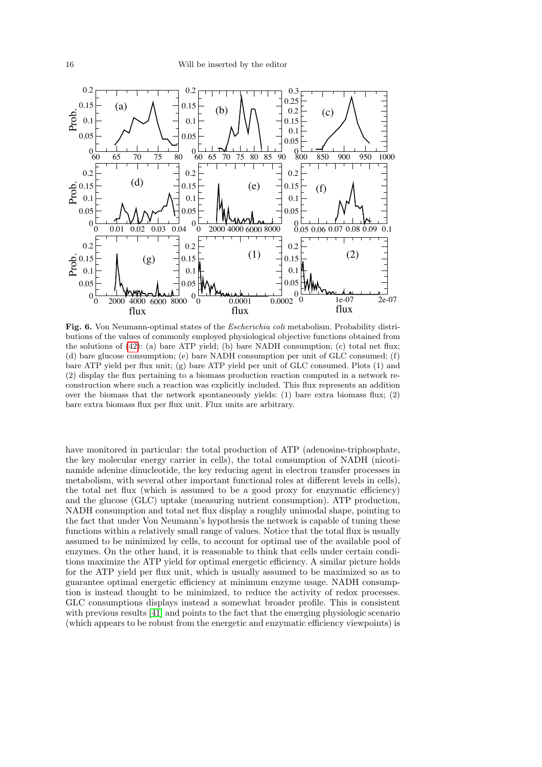(a)
(b)
(c)
(d)
(e)
(f)
(g)
(1)
(2)
Prob.
flux
60 65 70 75 80
60 65 70 75 80 85 90
800 850 900 950 1000
0 0.01 0.02 0.03 0.04
0 2000 4000 6000 8000
0.05 0.06 0.07 0.08 0.09 0.1
0 2000 4000 6000 8000
0 0.0001 0.0002
0 1e-07 2e-07

**Fig. 6.** Von Neumann-optimal states of the *Escherichia coli* metabolism. Probability distributions of the values of commonly employed physiological objective functions obtained from the solutions of (42): (a) bare ATP yield; (b) bare NADH consumption; (c) total net flux; (d) bare glucose consumption; (e) bare NADH consumption per unit of GLC consumed; (f) bare ATP yield per flux unit; (g) bare ATP yield per unit of GLC consumed. Plots (1) and (2) display the flux pertaining to a biomass production reaction computed in a network reconstruction where such a reaction was explicitly included. This flux represents an addition over the biomass that the network spontaneously yields: (1) bare extra biomass flux; (2) bare extra biomass flux per flux unit. Flux units are arbitrary.

have monitored in particular: the total production of ATP (adenosine-triphosphate, the key molecular energy carrier in cells), the total consumption of NADH (nicotinamide adenine dinucleotide, the key reducing agent in electron transfer processes in metabolism, with several other important functional roles at different levels in cells), the total net flux (which is assumed to be a good proxy for enzymatic efficiency) and the glucose (GLC) uptake (measuring nutrient consumption). ATP production, NADH consumption and total net flux display a roughly unimodal shape, pointing to the fact that under Von Neumann's hypothesis the network is capable of tuning these functions within a relatively small range of values. Notice that the total flux is usually assumed to be minimized by cells, to account for optimal use of the available pool of enzymes. On the other hand, it is reasonable to think that cells under certain conditions maximize the ATP yield for optimal energetic efficiency. A similar picture holds for the ATP yield per flux unit, which is usually assumed to be maximized so as to guarantee optimal energetic efficiency at minimum enzyme usage. NADH consumption is instead thought to be minimized, to reduce the activity of redox processes. GLC consumptions displays instead a somewhat broader profile. This is consistent with previous results [41] and points to the fact that the emerging physiologic scenario (which appears to be robust from the energetic and enzymatic efficiency viewpoints) is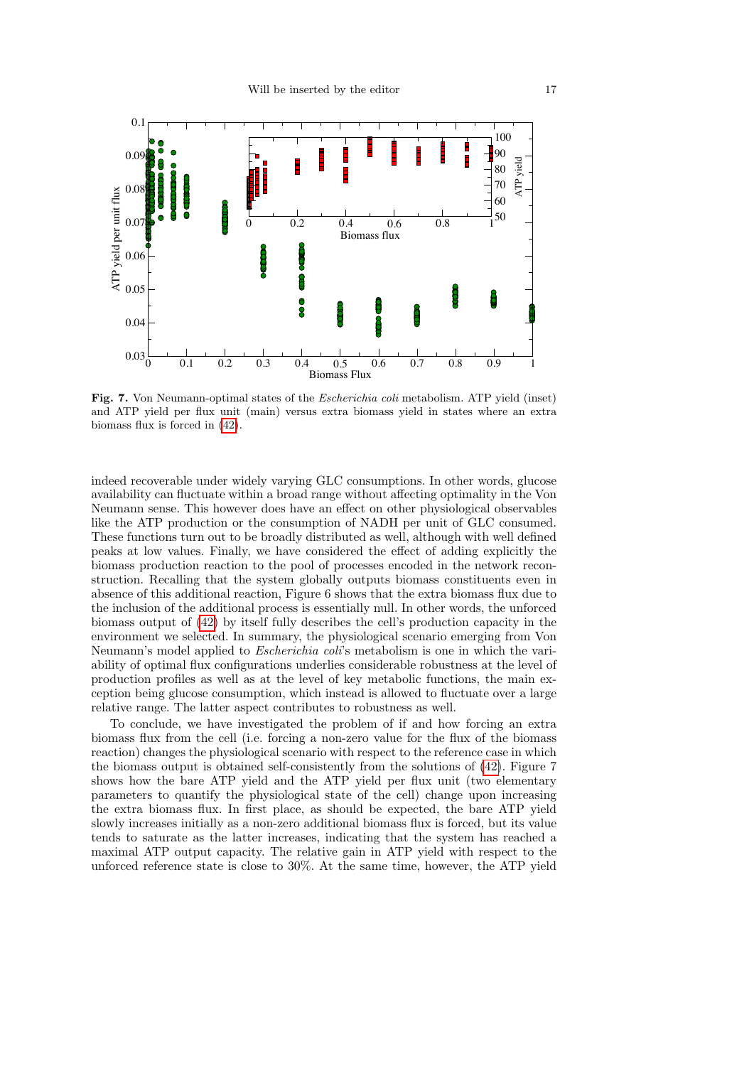**Fig. 7.** Von Neumann-optimal states of the *Escherichia coli* metabolism. ATP yield (inset) and ATP yield per flux unit (main) versus extra biomass yield in states where an extra biomass flux is forced in (42).

indeed recoverable under widely varying GLC consumptions. In other words, glucose availability can fluctuate within a broad range without affecting optimality in the Von Neumann sense. This however does have an effect on other physiological observables like the ATP production or the consumption of NADH per unit of GLC consumed. These functions turn out to be broadly distributed as well, although with well defined peaks at low values. Finally, we have considered the effect of adding explicitly the biomass production reaction to the pool of processes encoded in the network reconstruction. Recalling that the system globally outputs biomass constituents even in absence of this additional reaction, Figure 6 shows that the extra biomass flux due to the inclusion of the additional process is essentially null. In other words, the unforced biomass output of (42) by itself fully describes the cell's production capacity in the environment we selected. In summary, the physiological scenario emerging from Von Neumann's model applied to *Escherichia coli*'s metabolism is one in which the variability of optimal flux configurations underlies considerable robustness at the level of production profiles as well as at the level of key metabolic functions, the main exception being glucose consumption, which instead is allowed to fluctuate over a large relative range. The latter aspect contributes to robustness as well.

To conclude, we have investigated the problem of if and how forcing an extra biomass flux from the cell (i.e. forcing a non-zero value for the flux of the biomass reaction) changes the physiological scenario with respect to the reference case in which the biomass output is obtained self-consistently from the solutions of (42). Figure 7 shows how the bare ATP yield and the ATP yield per flux unit (two elementary parameters to quantify the physiological state of the cell) change upon increasing the extra biomass flux. In first place, as should be expected, the bare ATP yield slowly increases initially as a non-zero additional biomass flux is forced, but its value tends to saturate as the latter increases, indicating that the system has reached a maximal ATP output capacity. The relative gain in ATP yield with respect to the unforced reference state is close to 30%. At the same time, however, the ATP yield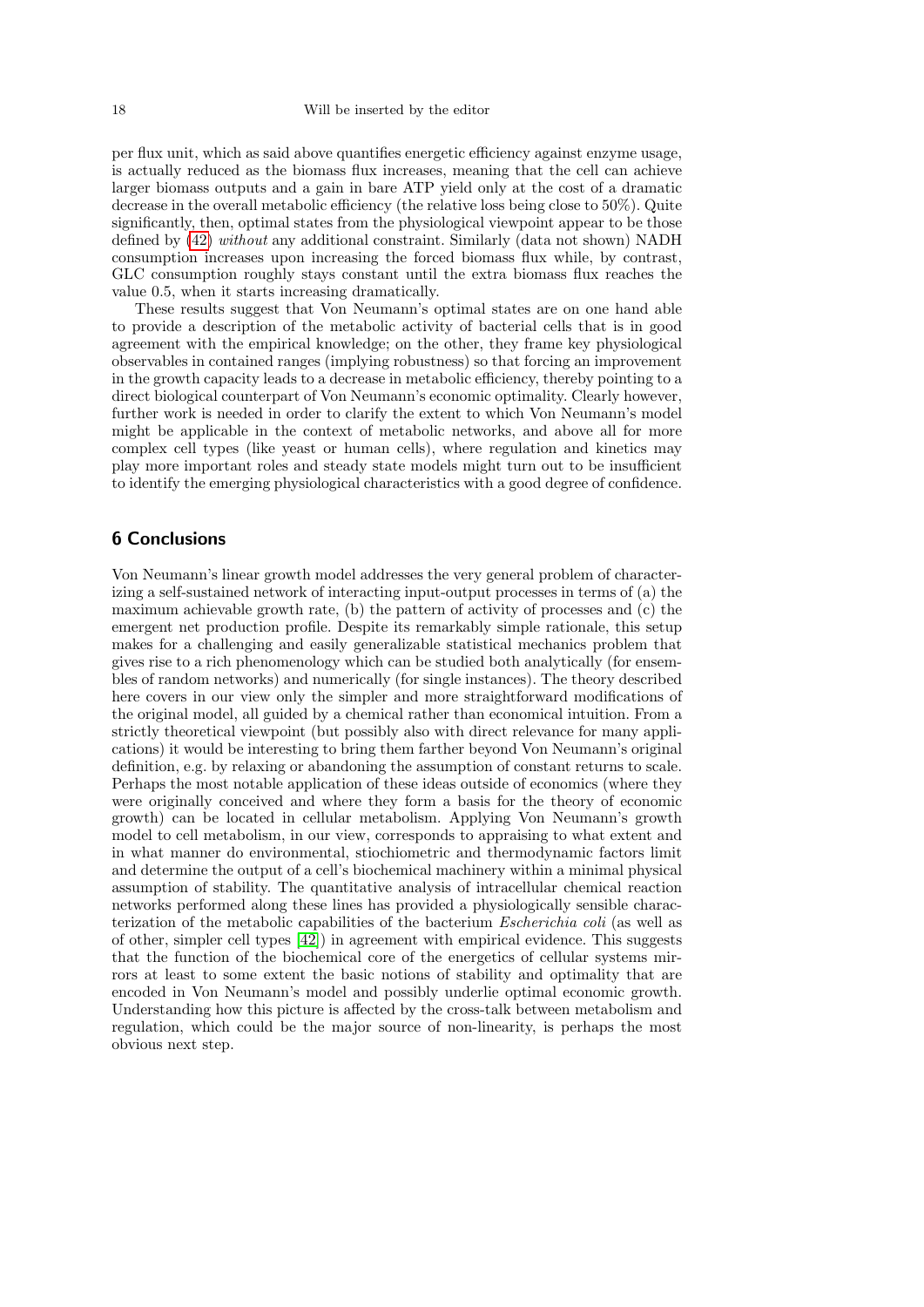per flux unit, which as said above quantifies energetic efficiency against enzyme usage, is actually reduced as the biomass flux increases, meaning that the cell can achieve larger biomass outputs and a gain in bare ATP yield only at the cost of a dramatic decrease in the overall metabolic efficiency (the relative loss being close to 50%). Quite significantly, then, optimal states from the physiological viewpoint appear to be those defined by (42) *without* any additional constraint. Similarly (data not shown) NADH consumption increases upon increasing the forced biomass flux while, by contrast, GLC consumption roughly stays constant until the extra biomass flux reaches the value 0.5, when it starts increasing dramatically.

These results suggest that Von Neumann's optimal states are on one hand able to provide a description of the metabolic activity of bacterial cells that is in good agreement with the empirical knowledge; on the other, they frame key physiological observables in contained ranges (implying robustness) so that forcing an improvement in the growth capacity leads to a decrease in metabolic efficiency, thereby pointing to a direct biological counterpart of Von Neumann's economic optimality. Clearly however, further work is needed in order to clarify the extent to which Von Neumann's model might be applicable in the context of metabolic networks, and above all for more complex cell types (like yeast or human cells), where regulation and kinetics may play more important roles and steady state models might turn out to be insufficient to identify the emerging physiological characteristics with a good degree of confidence.

## 6 Conclusions

Von Neumann's linear growth model addresses the very general problem of characterizing a self-sustained network of interacting input-output processes in terms of (a) the maximum achievable growth rate, (b) the pattern of activity of processes and (c) the emergent net production profile. Despite its remarkably simple rationale, this setup makes for a challenging and easily generalizable statistical mechanics problem that gives rise to a rich phenomenology which can be studied both analytically (for ensembles of random networks) and numerically (for single instances). The theory described here covers in our view only the simpler and more straightforward modifications of the original model, all guided by a chemical rather than economical intuition. From a strictly theoretical viewpoint (but possibly also with direct relevance for many applications) it would be interesting to bring them farther beyond Von Neumann's original definition, e.g. by relaxing or abandoning the assumption of constant returns to scale. Perhaps the most notable application of these ideas outside of economics (where they were originally conceived and where they form a basis for the theory of economic growth) can be located in cellular metabolism. Applying Von Neumann's growth model to cell metabolism, in our view, corresponds to appraising to what extent and in what manner do environmental, stoichiometric and thermodynamic factors limit and determine the output of a cell's biochemical machinery within a minimal physical assumption of stability. The quantitative analysis of intracellular chemical reaction networks performed along these lines has provided a physiologically sensible characterization of the metabolic capabilities of the bacterium *Escherichia coli* (as well as of other, simpler cell types [42]) in agreement with empirical evidence. This suggests that the function of the biochemical core of the energetics of cellular systems mirrors at least to some extent the basic notions of stability and optimality that are encoded in Von Neumann's model and possibly underlie optimal economic growth. Understanding how this picture is affected by the cross-talk between metabolism and regulation, which could be the major source of non-linearity, is perhaps the most obvious next step.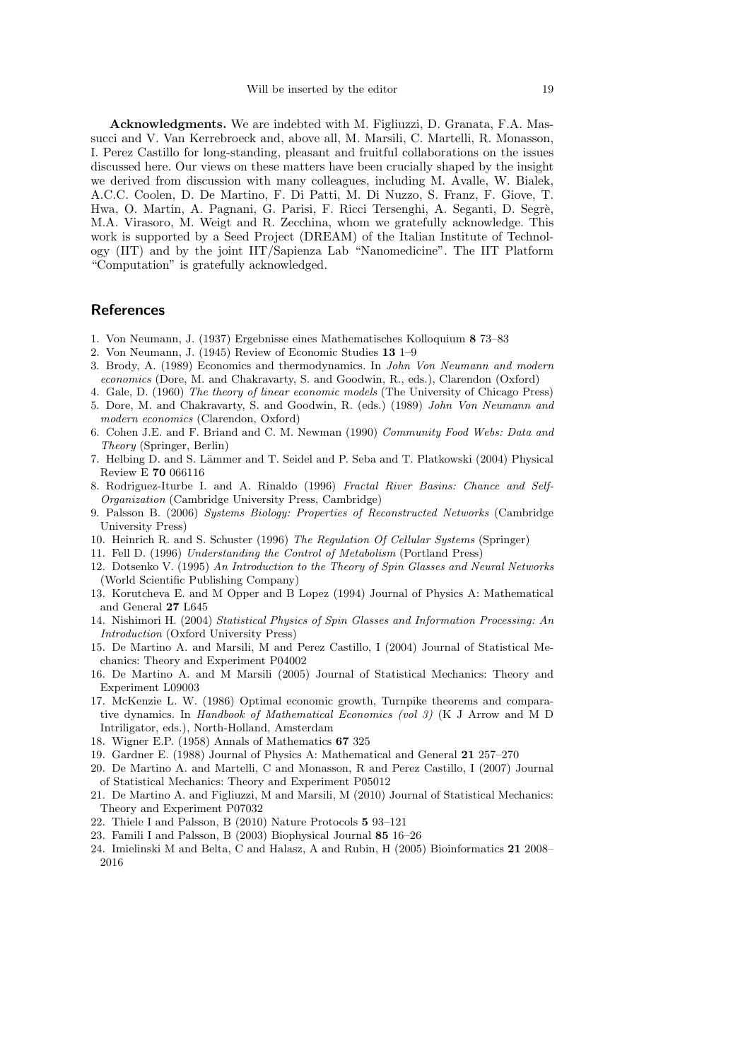**Acknowledgments.** We are indebted with M. Figliuzzi, D. Granata, F.A. Massucci and V. Van Kerrebroeck and, above all, M. Marsili, C. Martelli, R. Monasson, I. Perez Castillo for long-standing, pleasant and fruitful collaborations on the issues discussed here. Our views on these matters have been crucially shaped by the insight we derived from discussion with many colleagues, including M. Avalle, W. Bialek, A.C.C. Coolen, D. De Martino, F. Di Patti, M. Di Nuzzo, S. Franz, F. Giove, T. Hwa, O. Martin, A. Pagnani, G. Parisi, F. Ricci Tersenghi, A. Seganti, D. Segrè, M.A. Virasoro, M. Weigt and R. Zecchina, whom we gratefully acknowledge. This work is supported by a Seed Project (DREAM) of the Italian Institute of Technology (IIT) and by the joint IIT/Sapienza Lab "Nanomedicine". The IIT Platform "Computation" is gratefully acknowledged.

## References

1. Von Neumann, J. (1937) Ergebnisse eines Mathematisches Kolloquium **8** 73–83
2. Von Neumann, J. (1945) Review of Economic Studies **13** 1–9
3. Brody, A. (1989) Economics and thermodynamics. In *John Von Neumann and modern economics* (Dore, M. and Chakravarty, S. and Goodwin, R., eds.), Clarendon (Oxford)
4. Gale, D. (1960) *The theory of linear economic models* (The University of Chicago Press)
5. Dore, M. and Chakravarty, S. and Goodwin, R. (eds.) (1989) *John Von Neumann and modern economics* (Clarendon, Oxford)
6. Cohen J.E. and F. Briand and C. M. Newman (1990) *Community Food Webs: Data and Theory* (Springer, Berlin)
7. Helbing D. and S. Lämmer and T. Seidel and P. Seba and T. Platkowski (2004) Physical Review E **70** 066116
8. Rodriguez-Iturbe I. and A. Rinaldo (1996) *Fractal River Basins: Chance and Self-Organization* (Cambridge University Press, Cambridge)
9. Palsson B. (2006) *Systems Biology: Properties of Reconstructed Networks* (Cambridge University Press)
10. Heinrich R. and S. Schuster (1996) *The Regulation Of Cellular Systems* (Springer)
11. Fell D. (1996) *Understanding the Control of Metabolism* (Portland Press)
12. Dotsenko V. (1995) *An Introduction to the Theory of Spin Glasses and Neural Networks* (World Scientific Publishing Company)
13. Korutcheva E. and M Opper and B Lopez (1994) Journal of Physics A: Mathematical and General **27** L645
14. Nishimori H. (2004) *Statistical Physics of Spin Glasses and Information Processing: An Introduction* (Oxford University Press)
15. De Martino A. and Marsili, M and Perez Castillo, I (2004) Journal of Statistical Mechanics: Theory and Experiment P04002
16. De Martino A. and M Marsili (2005) Journal of Statistical Mechanics: Theory and Experiment L09003
17. McKenzie L. W. (1986) Optimal economic growth, Turnpike theorems and comparative dynamics. In *Handbook of Mathematical Economics (vol 3)* (K J Arrow and M D Intriligator, eds.), North-Holland, Amsterdam
18. Wigner E.P. (1958) Annals of Mathematics **67** 325
19. Gardner E. (1988) Journal of Physics A: Mathematical and General **21** 257–270
20. De Martino A. and Martelli, C and Monasson, R and Perez Castillo, I (2007) Journal of Statistical Mechanics: Theory and Experiment P05012
21. De Martino A. and Figliuzzi, M and Marsili, M (2010) Journal of Statistical Mechanics: Theory and Experiment P07032
22. Thiele I and Palsson, B (2010) Nature Protocols **5** 93–121
23. Famili I and Palsson, B (2003) Biophysical Journal **85** 16–26
24. Imielinski M and Belta, C and Halasz, A and Rubin, H (2005) Bioinformatics **21** 2008–2016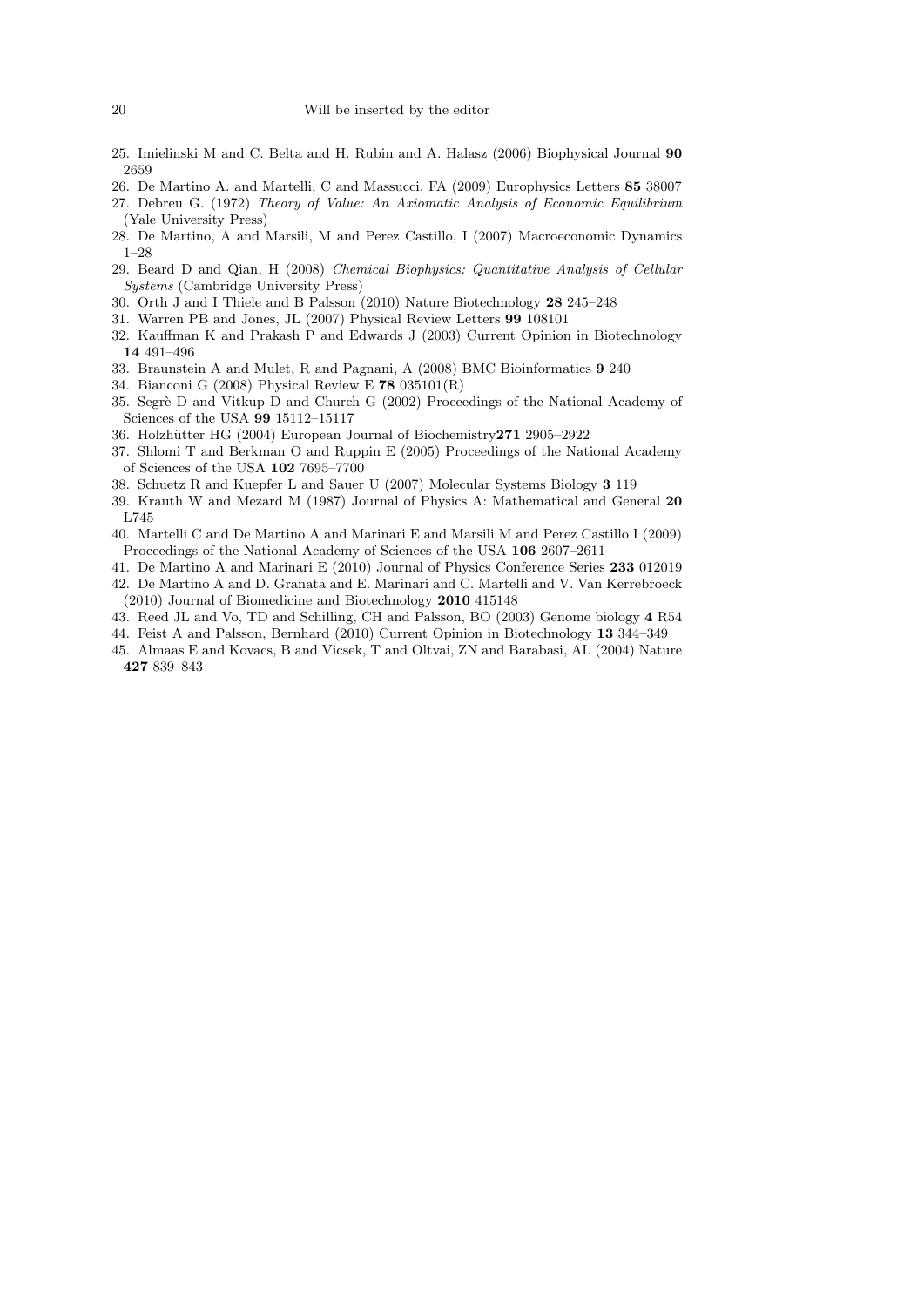25. Imielinski M and C. Belta and H. Rubin and A. Halasz (2006) Biophysical Journal **90** 2659
26. De Martino A. and Martelli, C and Massucci, FA (2009) Europhysics Letters **85** 38007
27. Debreu G. (1972) *Theory of Value: An Axiomatic Analysis of Economic Equilibrium* (Yale University Press)
28. De Martino, A and Marsili, M and Perez Castillo, I (2007) Macroeconomic Dynamics 1–28
29. Beard D and Qian, H (2008) *Chemical Biophysics: Quantitative Analysis of Cellular Systems* (Cambridge University Press)
30. Orth J and I Thiele and B Palsson (2010) Nature Biotechnology **28** 245–248
31. Warren PB and Jones, JL (2007) Physical Review Letters **99** 108101
32. Kauffman K and Prakash P and Edwards J (2003) Current Opinion in Biotechnology **14** 491–496
33. Braunstein A and Mulet, R and Pagnani, A (2008) BMC Bioinformatics **9** 240
34. Bianconi G (2008) Physical Review E **78** 035101(R)
35. Segrè D and Vitkup D and Church G (2002) Proceedings of the National Academy of Sciences of the USA **99** 15112–15117
36. Holzhütter HG (2004) European Journal of Biochemistry**271** 2905–2922
37. Shlomi T and Berkman O and Ruppin E (2005) Proceedings of the National Academy of Sciences of the USA **102** 7695–7700
38. Schuetz R and Kuepfer L and Sauer U (2007) Molecular Systems Biology **3** 119
39. Krauth W and Mezard M (1987) Journal of Physics A: Mathematical and General **20** L745
40. Martelli C and De Martino A and Marinari E and Marsili M and Perez Castillo I (2009) Proceedings of the National Academy of Sciences of the USA **106** 2607–2611
41. De Martino A and Marinari E (2010) Journal of Physics Conference Series **233** 012019
42. De Martino A and D. Granata and E. Marinari and C. Martelli and V. Van Kerrebroeck (2010) Journal of Biomedicine and Biotechnology **2010** 415148
43. Reed JL and Vo, TD and Schilling, CH and Palsson, BO (2003) Genome biology **4** R54
44. Feist A and Palsson, Bernhard (2010) Current Opinion in Biotechnology **13** 344–349
45. Almaas E and Kovacs, B and Vicsek, T and Oltvai, ZN and Barabasi, AL (2004) Nature **427** 839–843